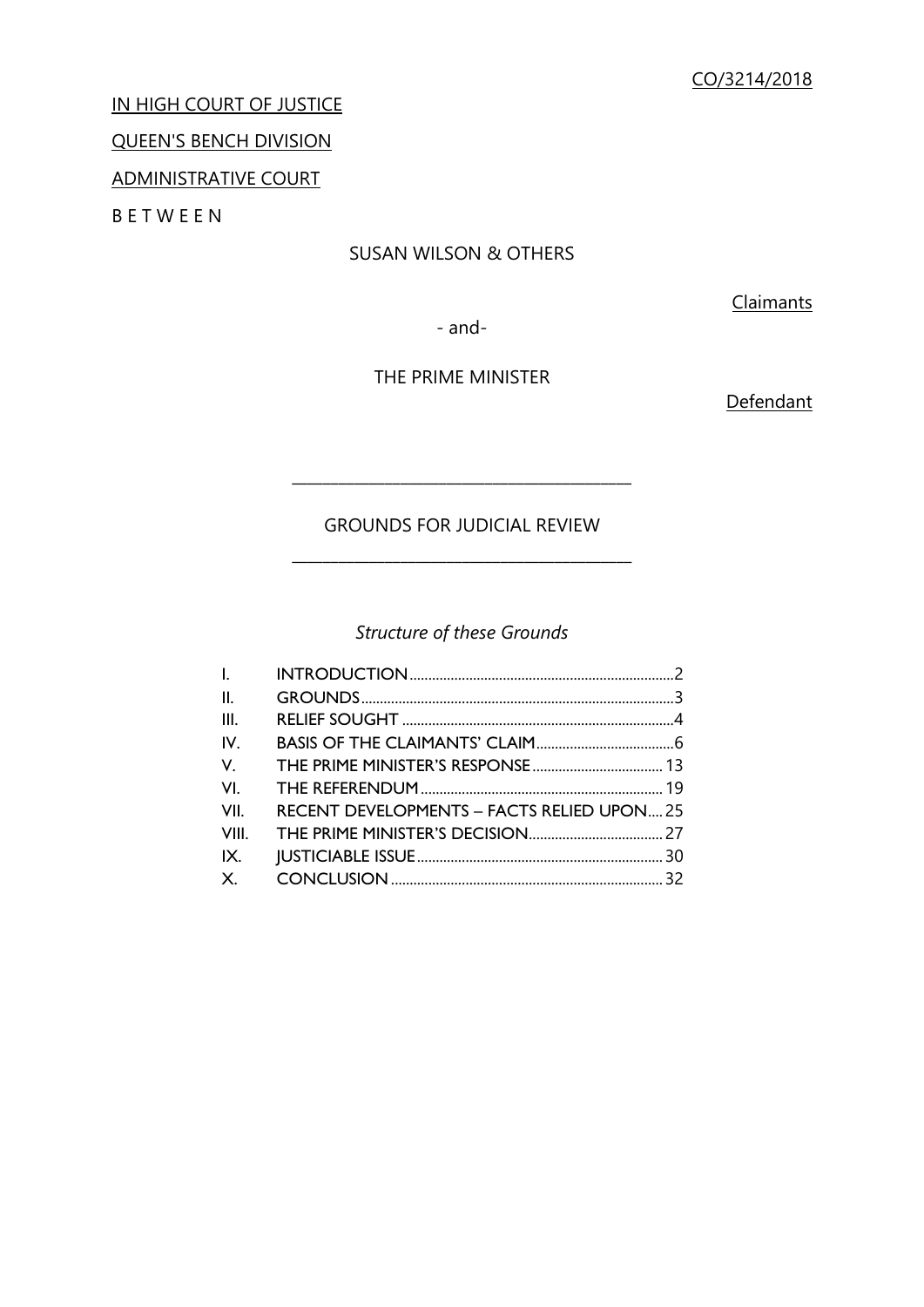CO/3214/2018

IN HIGH COURT OF JUSTICE

QUEEN'S BENCH DIVISION

ADMINISTRATIVE COURT

B E T W E E N

SUSAN WILSON & OTHERS

Claimants

- and-

THE PRIME MINISTER

Defendant

---

GROUNDS FOR JUDICIAL REVIEW

---

*Structure of these Grounds*

| | | |
|---|---|---|
| I. | INTRODUCTION | 2 |
| II. | GROUNDS | 3 |
| III. | RELIEF SOUGHT | 4 |
| IV. | BASIS OF THE CLAIMANTS' CLAIM | 6 |
| V. | THE PRIME MINISTER'S RESPONSE | 13 |
| VI. | THE REFERENDUM | 19 |
| VII. | RECENT DEVELOPMENTS – FACTS RELIED UPON | 25 |
| VIII. | THE PRIME MINISTER'S DECISION | 27 |
| IX. | JUSTICIABLE ISSUE | 30 |
| X. | CONCLUSION | 32 |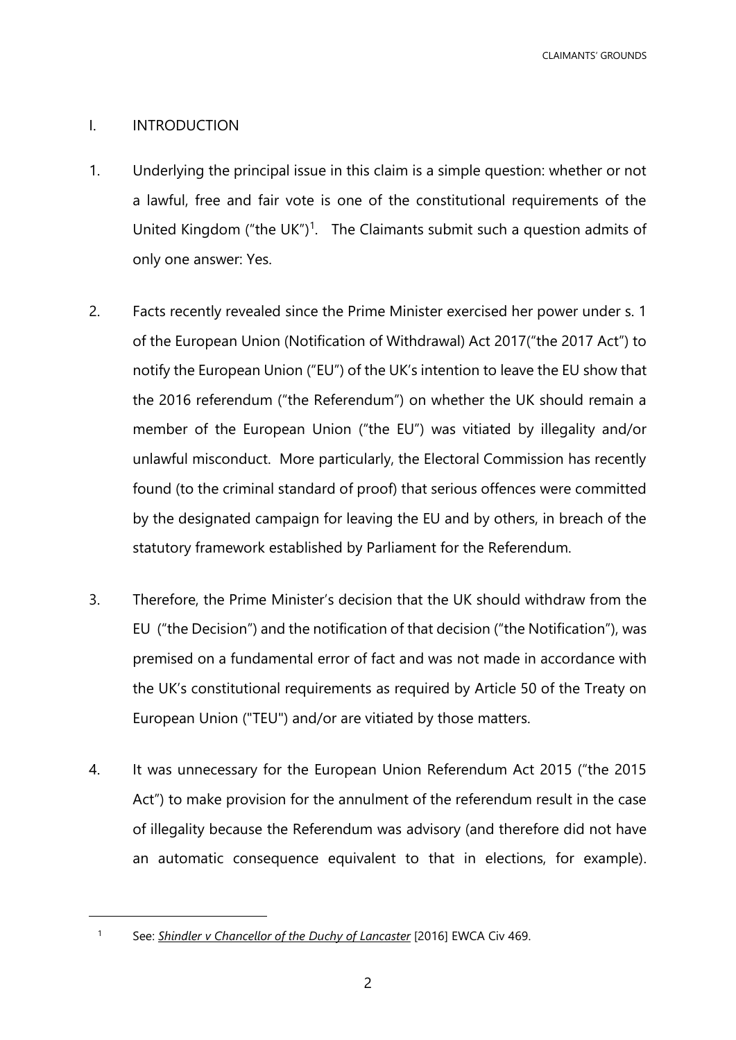## I. INTRODUCTION

1. Underlying the principal issue in this claim is a simple question: whether or not a lawful, free and fair vote is one of the constitutional requirements of the United Kingdom ("the UK")[1]. The Claimants submit such a question admits of only one answer: Yes.

2. Facts recently revealed since the Prime Minister exercised her power under s. 1 of the European Union (Notification of Withdrawal) Act 2017("the 2017 Act") to notify the European Union ("EU") of the UK's intention to leave the EU show that the 2016 referendum ("the Referendum") on whether the UK should remain a member of the European Union ("the EU") was vitiated by illegality and/or unlawful misconduct. More particularly, the Electoral Commission has recently found (to the criminal standard of proof) that serious offences were committed by the designated campaign for leaving the EU and by others, in breach of the statutory framework established by Parliament for the Referendum.

3. Therefore, the Prime Minister's decision that the UK should withdraw from the EU ("the Decision") and the notification of that decision ("the Notification"), was premised on a fundamental error of fact and was not made in accordance with the UK's constitutional requirements as required by Article 50 of the Treaty on European Union ("TEU") and/or are vitiated by those matters.

4. It was unnecessary for the European Union Referendum Act 2015 ("the 2015 Act") to make provision for the annulment of the referendum result in the case of illegality because the Referendum was advisory (and therefore did not have an automatic consequence equivalent to that in elections, for example).

---

[1] See: ***Shindler v Chancellor of the Duchy of Lancaster*** [2016] EWCA Civ 469.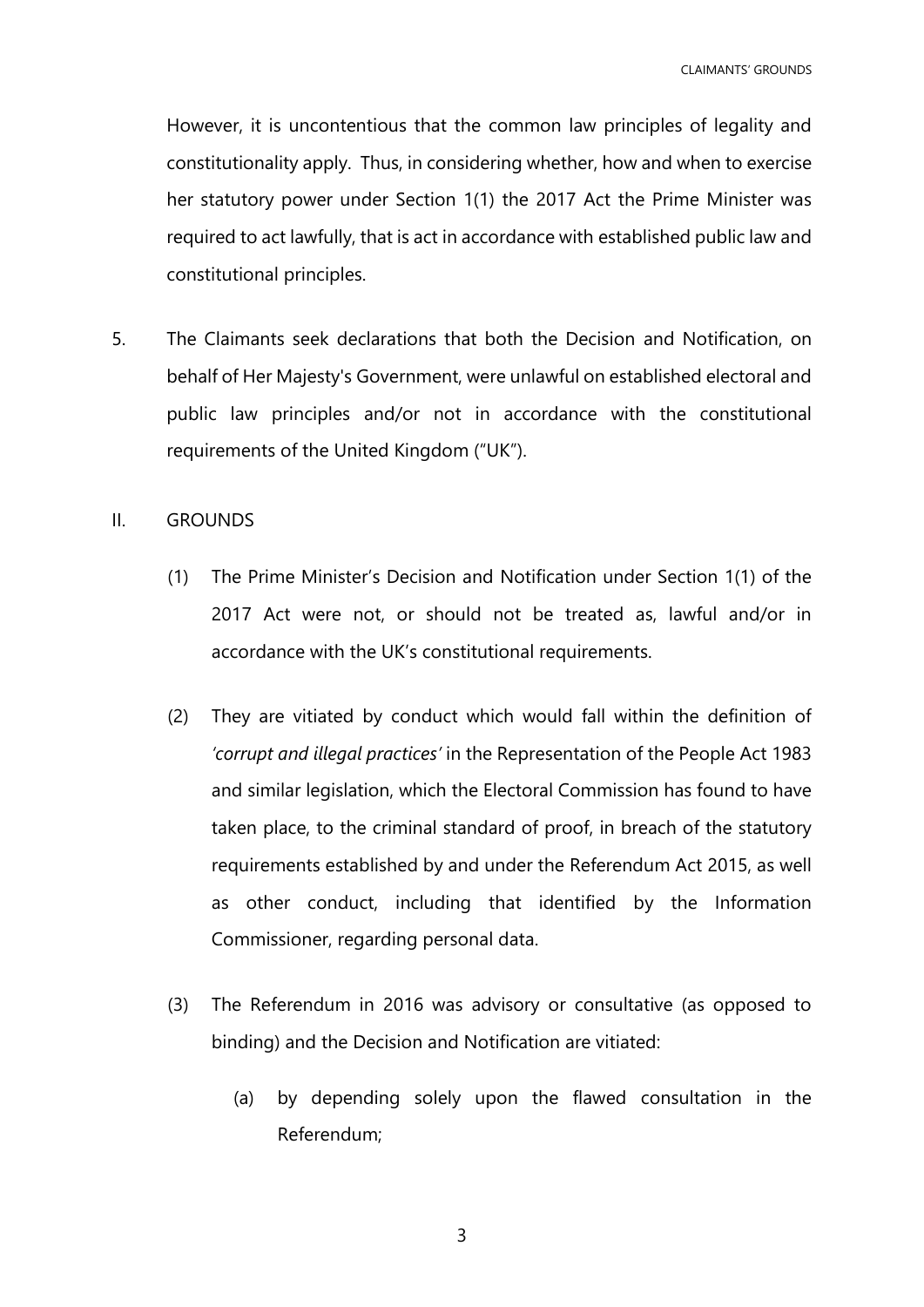However, it is uncontentious that the common law principles of legality and constitutionality apply. Thus, in considering whether, how and when to exercise her statutory power under Section 1(1) the 2017 Act the Prime Minister was required to act lawfully, that is act in accordance with established public law and constitutional principles.

5. The Claimants seek declarations that both the Decision and Notification, on behalf of Her Majesty's Government, were unlawful on established electoral and public law principles and/or not in accordance with the constitutional requirements of the United Kingdom ("UK").

## II. GROUNDS

(1) The Prime Minister's Decision and Notification under Section 1(1) of the 2017 Act were not, or should not be treated as, lawful and/or in accordance with the UK's constitutional requirements.

(2) They are vitiated by conduct which would fall within the definition of *'corrupt and illegal practices'* in the Representation of the People Act 1983 and similar legislation, which the Electoral Commission has found to have taken place, to the criminal standard of proof, in breach of the statutory requirements established by and under the Referendum Act 2015, as well as other conduct, including that identified by the Information Commissioner, regarding personal data.

(3) The Referendum in 2016 was advisory or consultative (as opposed to binding) and the Decision and Notification are vitiated:

   (a) by depending solely upon the flawed consultation in the Referendum;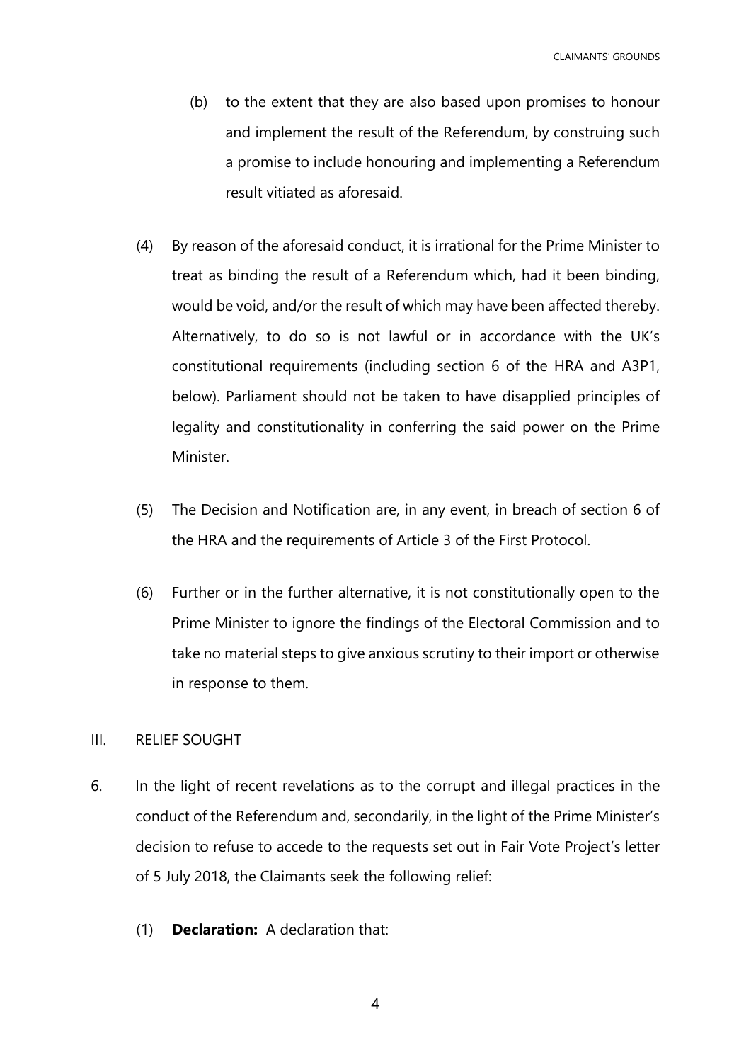(b) to the extent that they are also based upon promises to honour and implement the result of the Referendum, by construing such a promise to include honouring and implementing a Referendum result vitiated as aforesaid.

(4) By reason of the aforesaid conduct, it is irrational for the Prime Minister to treat as binding the result of a Referendum which, had it been binding, would be void, and/or the result of which may have been affected thereby. Alternatively, to do so is not lawful or in accordance with the UK's constitutional requirements (including section 6 of the HRA and A3P1, below). Parliament should not be taken to have disapplied principles of legality and constitutionality in conferring the said power on the Prime Minister.

(5) The Decision and Notification are, in any event, in breach of section 6 of the HRA and the requirements of Article 3 of the First Protocol.

(6) Further or in the further alternative, it is not constitutionally open to the Prime Minister to ignore the findings of the Electoral Commission and to take no material steps to give anxious scrutiny to their import or otherwise in response to them.

## III. RELIEF SOUGHT

6. In the light of recent revelations as to the corrupt and illegal practices in the conduct of the Referendum and, secondarily, in the light of the Prime Minister's decision to refuse to accede to the requests set out in Fair Vote Project's letter of 5 July 2018, the Claimants seek the following relief:

(1) **Declaration:** A declaration that: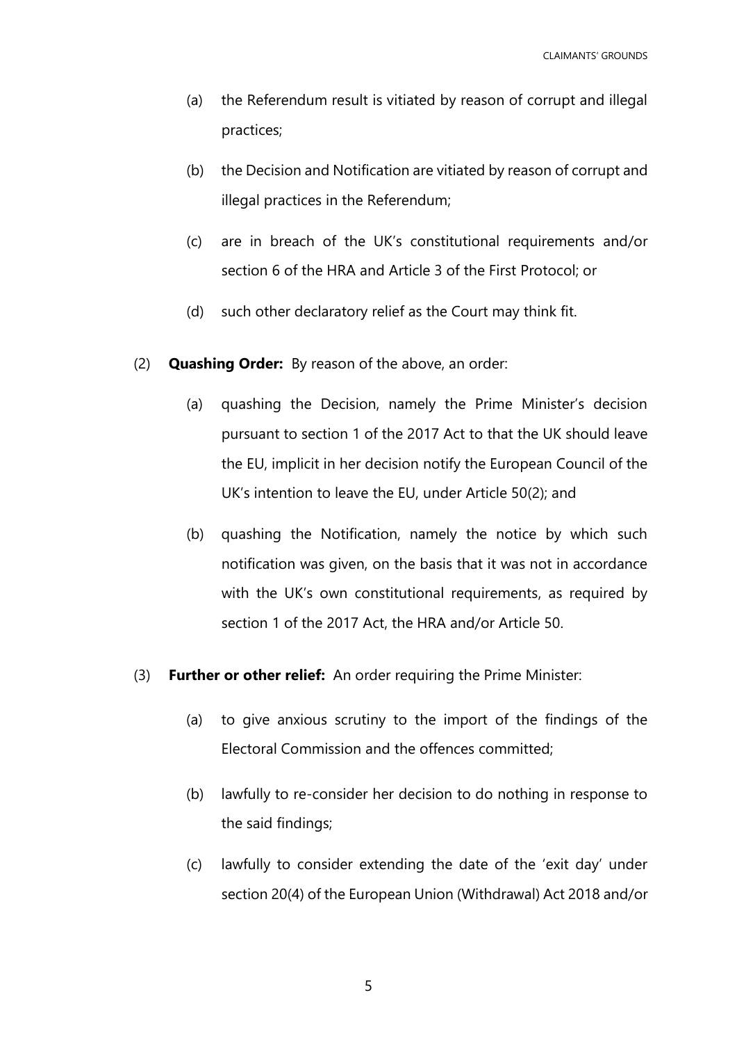(a) the Referendum result is vitiated by reason of corrupt and illegal practices;

(b) the Decision and Notification are vitiated by reason of corrupt and illegal practices in the Referendum;

(c) are in breach of the UK's constitutional requirements and/or section 6 of the HRA and Article 3 of the First Protocol; or

(d) such other declaratory relief as the Court may think fit.

(2) **Quashing Order:** By reason of the above, an order:

(a) quashing the Decision, namely the Prime Minister's decision pursuant to section 1 of the 2017 Act to that the UK should leave the EU, implicit in her decision notify the European Council of the UK's intention to leave the EU, under Article 50(2); and

(b) quashing the Notification, namely the notice by which such notification was given, on the basis that it was not in accordance with the UK's own constitutional requirements, as required by section 1 of the 2017 Act, the HRA and/or Article 50.

(3) **Further or other relief:** An order requiring the Prime Minister:

(a) to give anxious scrutiny to the import of the findings of the Electoral Commission and the offences committed;

(b) lawfully to re-consider her decision to do nothing in response to the said findings;

(c) lawfully to consider extending the date of the 'exit day' under section 20(4) of the European Union (Withdrawal) Act 2018 and/or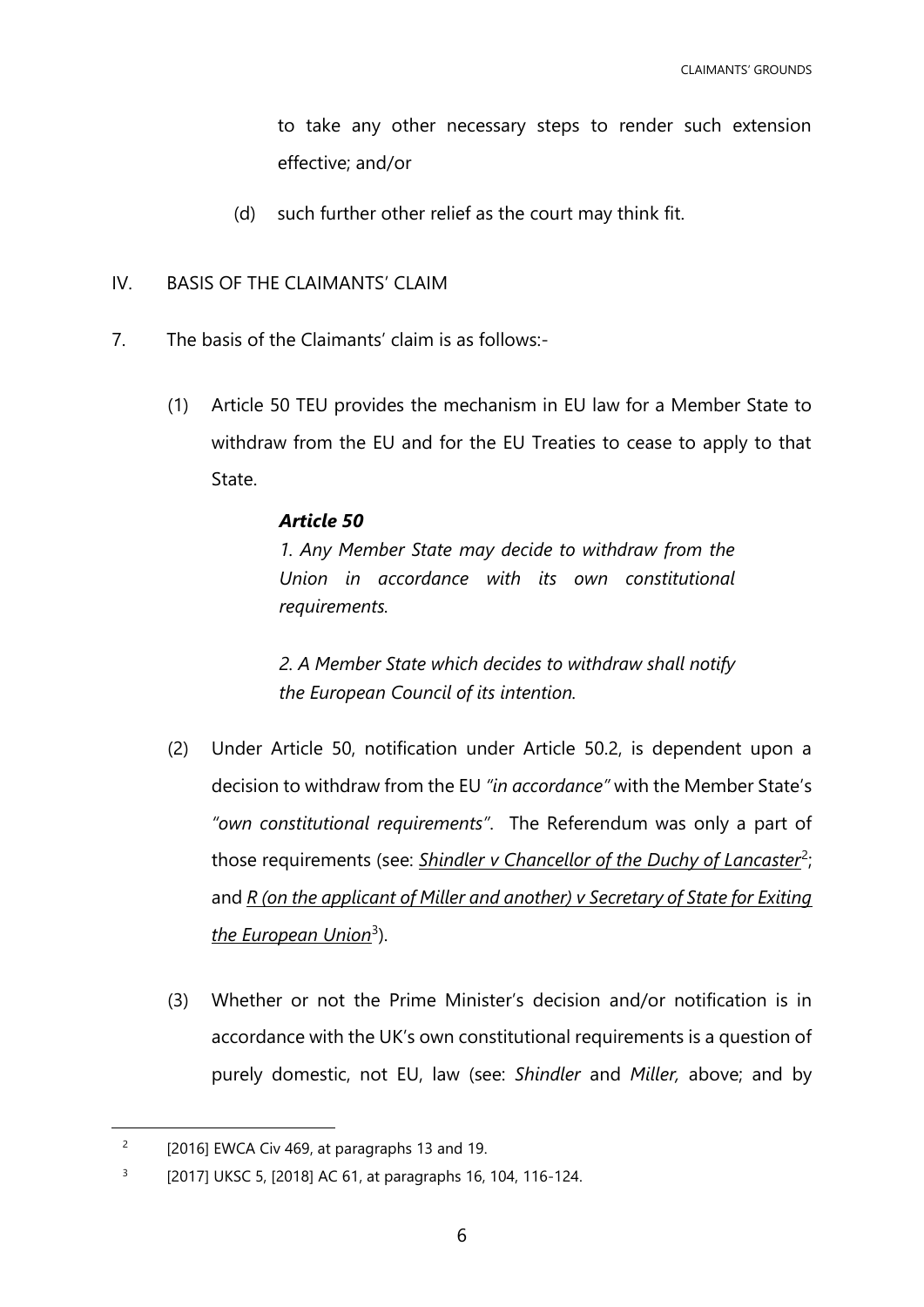to take any other necessary steps to render such extension effective; and/or

(d) such further other relief as the court may think fit.

## IV. BASIS OF THE CLAIMANTS' CLAIM

7. The basis of the Claimants' claim is as follows:-

(1) Article 50 TEU provides the mechanism in EU law for a Member State to withdraw from the EU and for the EU Treaties to cease to apply to that State.

> ***Article 50***
>
> *1. Any Member State may decide to withdraw from the Union in accordance with its own constitutional requirements.*
>
> *2. A Member State which decides to withdraw shall notify the European Council of its intention.*

(2) Under Article 50, notification under Article 50.2, is dependent upon a decision to withdraw from the EU *"in accordance"* with the Member State's *"own constitutional requirements"*. The Referendum was only a part of those requirements (see: *Shindler v Chancellor of the Duchy of Lancaster*[2]; and *R (on the applicant of Miller and another) v Secretary of State for Exiting the European Union*[3]).

(3) Whether or not the Prime Minister's decision and/or notification is in accordance with the UK's own constitutional requirements is a question of purely domestic, not EU, law (see: *Shindler* and *Miller,* above; and by

---

[2] [2016] EWCA Civ 469, at paragraphs 13 and 19.

[3] [2017] UKSC 5, [2018] AC 61, at paragraphs 16, 104, 116-124.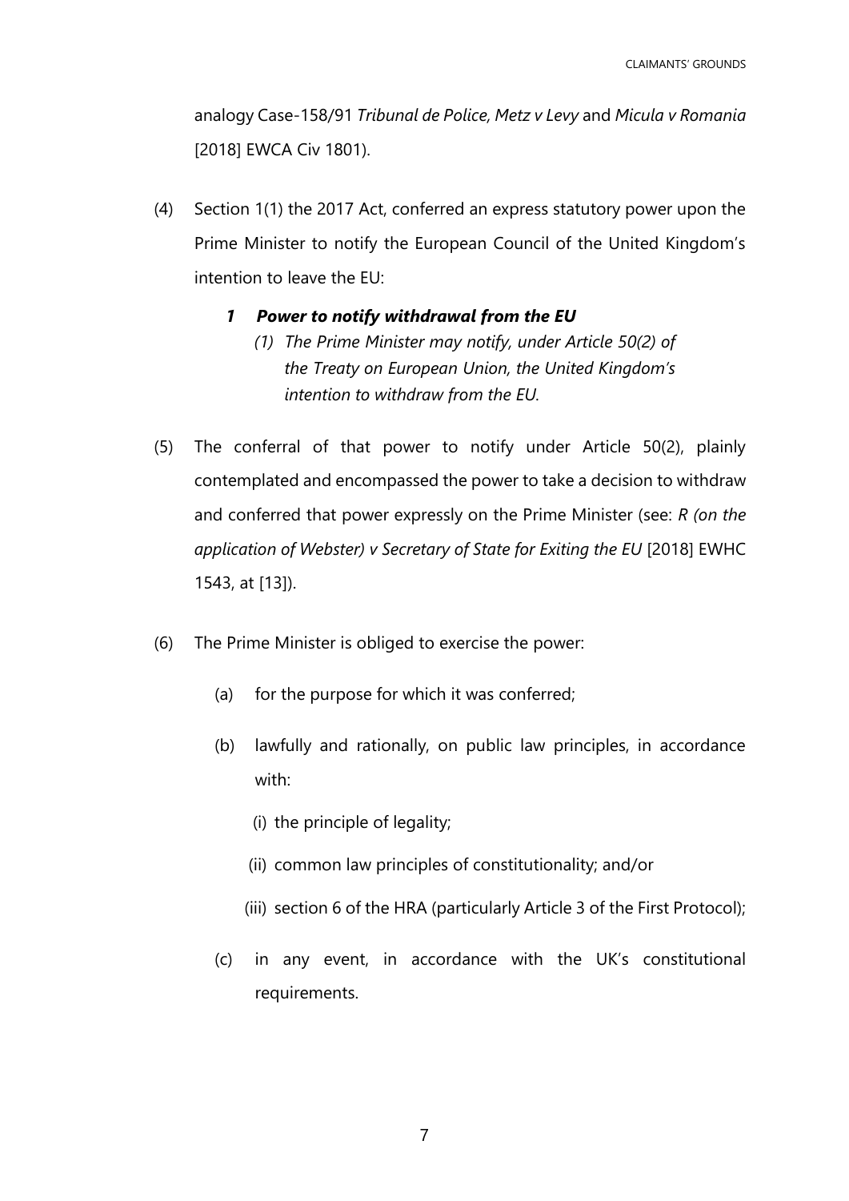analogy Case-158/91 *Tribunal de Police, Metz v Levy* and *Micula v Romania* [2018] EWCA Civ 1801).

(4) Section 1(1) the 2017 Act, conferred an express statutory power upon the Prime Minister to notify the European Council of the United Kingdom's intention to leave the EU:

> ***1 Power to notify withdrawal from the EU***
>
> *(1) The Prime Minister may notify, under Article 50(2) of the Treaty on European Union, the United Kingdom's intention to withdraw from the EU.*

(5) The conferral of that power to notify under Article 50(2), plainly contemplated and encompassed the power to take a decision to withdraw and conferred that power expressly on the Prime Minister (see: *R (on the application of Webster) v Secretary of State for Exiting the EU* [2018] EWHC 1543, at [13]).

(6) The Prime Minister is obliged to exercise the power:

  (a) for the purpose for which it was conferred;

  (b) lawfully and rationally, on public law principles, in accordance with:

    (i) the principle of legality;

    (ii) common law principles of constitutionality; and/or

    (iii) section 6 of the HRA (particularly Article 3 of the First Protocol);

  (c) in any event, in accordance with the UK's constitutional requirements.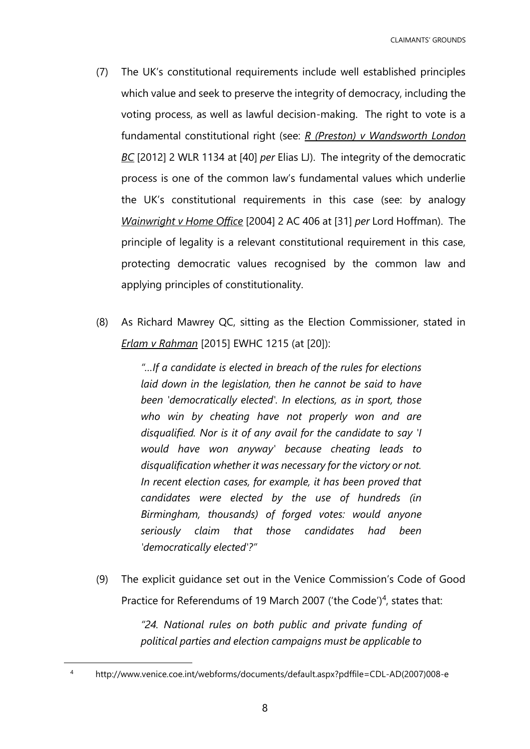(7) The UK's constitutional requirements include well established principles which value and seek to preserve the integrity of democracy, including the voting process, as well as lawful decision-making. The right to vote is a fundamental constitutional right (see: <u>*R (Preston) v Wandsworth London BC*</u> [2012] 2 WLR 1134 at [40] *per* Elias LJ). The integrity of the democratic process is one of the common law's fundamental values which underlie the UK's constitutional requirements in this case (see: by analogy <u>*Wainwright v Home Office*</u> [2004] 2 AC 406 at [31] *per* Lord Hoffman). The principle of legality is a relevant constitutional requirement in this case, protecting democratic values recognised by the common law and applying principles of constitutionality.

(8) As Richard Mawrey QC, sitting as the Election Commissioner, stated in <u>*Erlam v Rahman*</u> [2015] EWHC 1215 (at [20]):

> *"…If a candidate is elected in breach of the rules for elections laid down in the legislation, then he cannot be said to have been 'democratically elected'. In elections, as in sport, those who win by cheating have not properly won and are disqualified. Nor is it of any avail for the candidate to say 'I would have won anyway' because cheating leads to disqualification whether it was necessary for the victory or not. In recent election cases, for example, it has been proved that candidates were elected by the use of hundreds (in Birmingham, thousands) of forged votes: would anyone seriously claim that those candidates had been 'democratically elected'?"*

(9) The explicit guidance set out in the Venice Commission's Code of Good Practice for Referendums of 19 March 2007 ('the Code')[4], states that:

> *"24. National rules on both public and private funding of political parties and election campaigns must be applicable to*

[4] http://www.venice.coe.int/webforms/documents/default.aspx?pdffile=CDL-AD(2007)008-e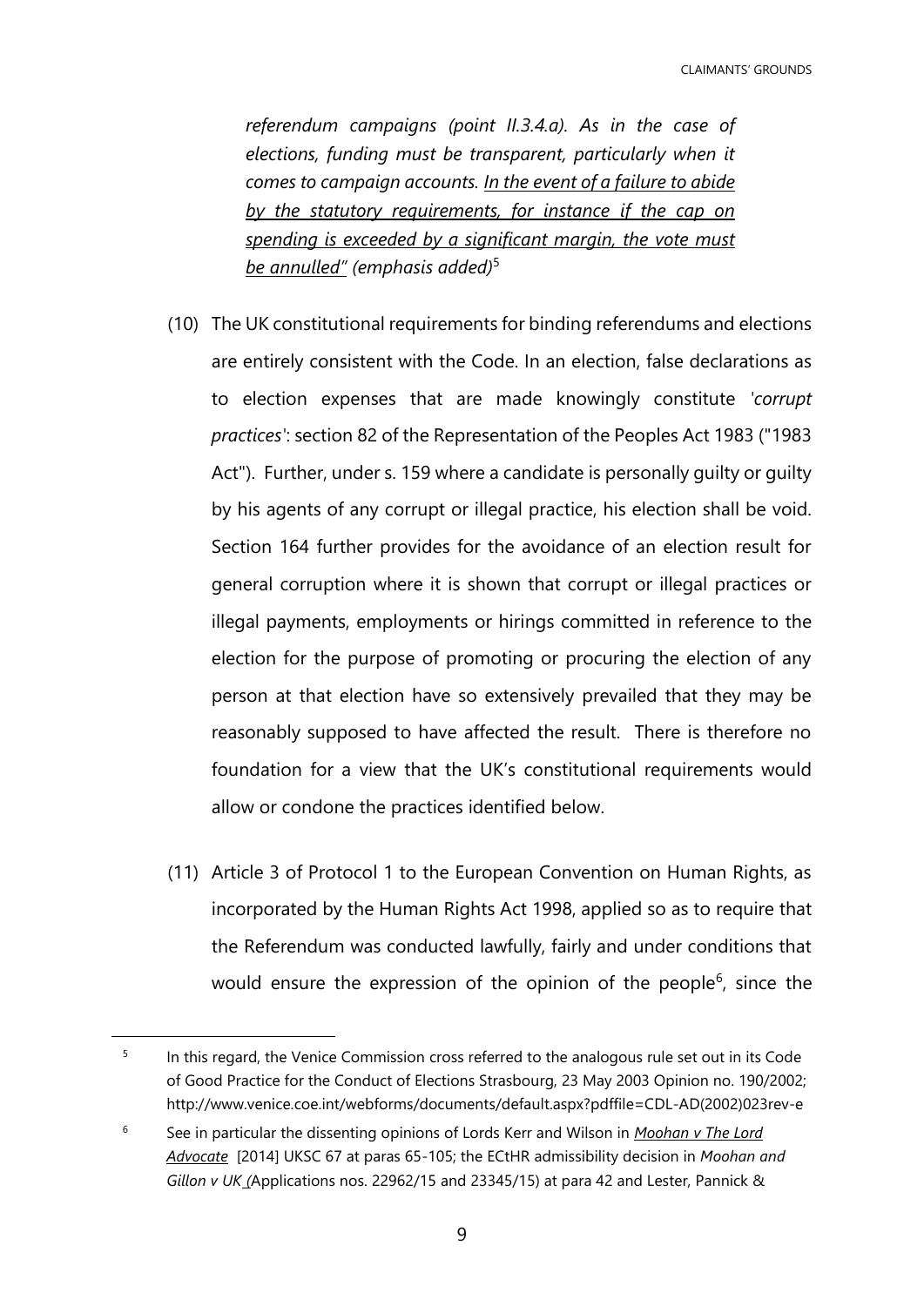*referendum campaigns (point II.3.4.a). As in the case of elections, funding must be transparent, particularly when it comes to campaign accounts. <u>In the event of a failure to abide by the statutory requirements, for instance if the cap on spending is exceeded by a significant margin, the vote must be annulled"</u> (emphasis added)*[5]

(10) The UK constitutional requirements for binding referendums and elections are entirely consistent with the Code. In an election, false declarations as to election expenses that are made knowingly constitute '*corrupt practices*': section 82 of the Representation of the Peoples Act 1983 ("1983 Act"). Further, under s. 159 where a candidate is personally guilty or guilty by his agents of any corrupt or illegal practice, his election shall be void. Section 164 further provides for the avoidance of an election result for general corruption where it is shown that corrupt or illegal practices or illegal payments, employments or hirings committed in reference to the election for the purpose of promoting or procuring the election of any person at that election have so extensively prevailed that they may be reasonably supposed to have affected the result. There is therefore no foundation for a view that the UK's constitutional requirements would allow or condone the practices identified below.

(11) Article 3 of Protocol 1 to the European Convention on Human Rights, as incorporated by the Human Rights Act 1998, applied so as to require that the Referendum was conducted lawfully, fairly and under conditions that would ensure the expression of the opinion of the people[6], since the

---

[5] In this regard, the Venice Commission cross referred to the analogous rule set out in its Code of Good Practice for the Conduct of Elections Strasbourg, 23 May 2003 Opinion no. 190/2002; http://www.venice.coe.int/webforms/documents/default.aspx?pdffile=CDL-AD(2002)023rev-e

[6] See in particular the dissenting opinions of Lords Kerr and Wilson in ***<u>Moohan v The Lord Advocate</u>*** [2014] UKSC 67 at paras 65-105; the ECtHR admissibility decision in *Moohan and Gillon v UK* (Applications nos. 22962/15 and 23345/15) at para 42 and Lester, Pannick &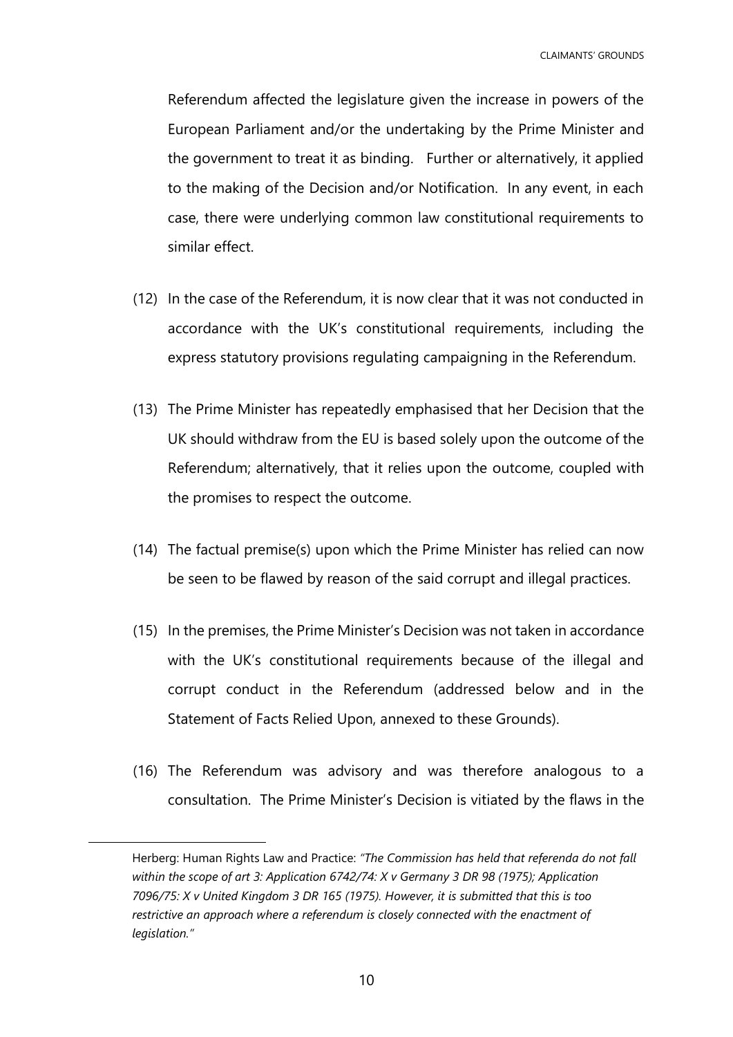Referendum affected the legislature given the increase in powers of the European Parliament and/or the undertaking by the Prime Minister and the government to treat it as binding. Further or alternatively, it applied to the making of the Decision and/or Notification. In any event, in each case, there were underlying common law constitutional requirements to similar effect.

(12) In the case of the Referendum, it is now clear that it was not conducted in accordance with the UK's constitutional requirements, including the express statutory provisions regulating campaigning in the Referendum.

(13) The Prime Minister has repeatedly emphasised that her Decision that the UK should withdraw from the EU is based solely upon the outcome of the Referendum; alternatively, that it relies upon the outcome, coupled with the promises to respect the outcome.

(14) The factual premise(s) upon which the Prime Minister has relied can now be seen to be flawed by reason of the said corrupt and illegal practices.

(15) In the premises, the Prime Minister's Decision was not taken in accordance with the UK's constitutional requirements because of the illegal and corrupt conduct in the Referendum (addressed below and in the Statement of Facts Relied Upon, annexed to these Grounds).

(16) The Referendum was advisory and was therefore analogous to a consultation. The Prime Minister's Decision is vitiated by the flaws in the

---

Herberg: Human Rights Law and Practice: *"The Commission has held that referenda do not fall within the scope of art 3: Application 6742/74: X v Germany 3 DR 98 (1975); Application 7096/75: X v United Kingdom 3 DR 165 (1975). However, it is submitted that this is too restrictive an approach where a referendum is closely connected with the enactment of legislation."*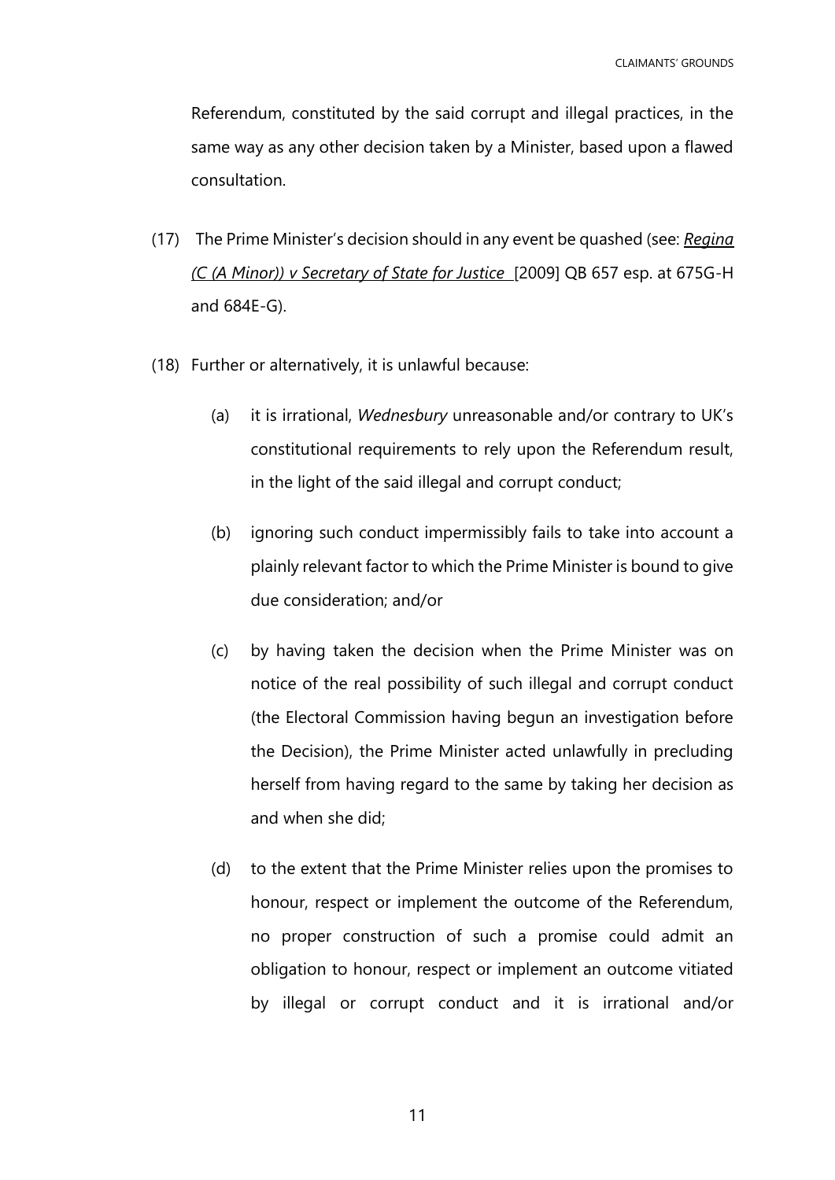Referendum, constituted by the said corrupt and illegal practices, in the same way as any other decision taken by a Minister, based upon a flawed consultation.

(17) The Prime Minister's decision should in any event be quashed (see: *Regina (C (A Minor)) v Secretary of State for Justice* [2009] QB 657 esp. at 675G-H and 684E-G).

(18) Further or alternatively, it is unlawful because:

(a) it is irrational, *Wednesbury* unreasonable and/or contrary to UK's constitutional requirements to rely upon the Referendum result, in the light of the said illegal and corrupt conduct;

(b) ignoring such conduct impermissibly fails to take into account a plainly relevant factor to which the Prime Minister is bound to give due consideration; and/or

(c) by having taken the decision when the Prime Minister was on notice of the real possibility of such illegal and corrupt conduct (the Electoral Commission having begun an investigation before the Decision), the Prime Minister acted unlawfully in precluding herself from having regard to the same by taking her decision as and when she did;

(d) to the extent that the Prime Minister relies upon the promises to honour, respect or implement the outcome of the Referendum, no proper construction of such a promise could admit an obligation to honour, respect or implement an outcome vitiated by illegal or corrupt conduct and it is irrational and/or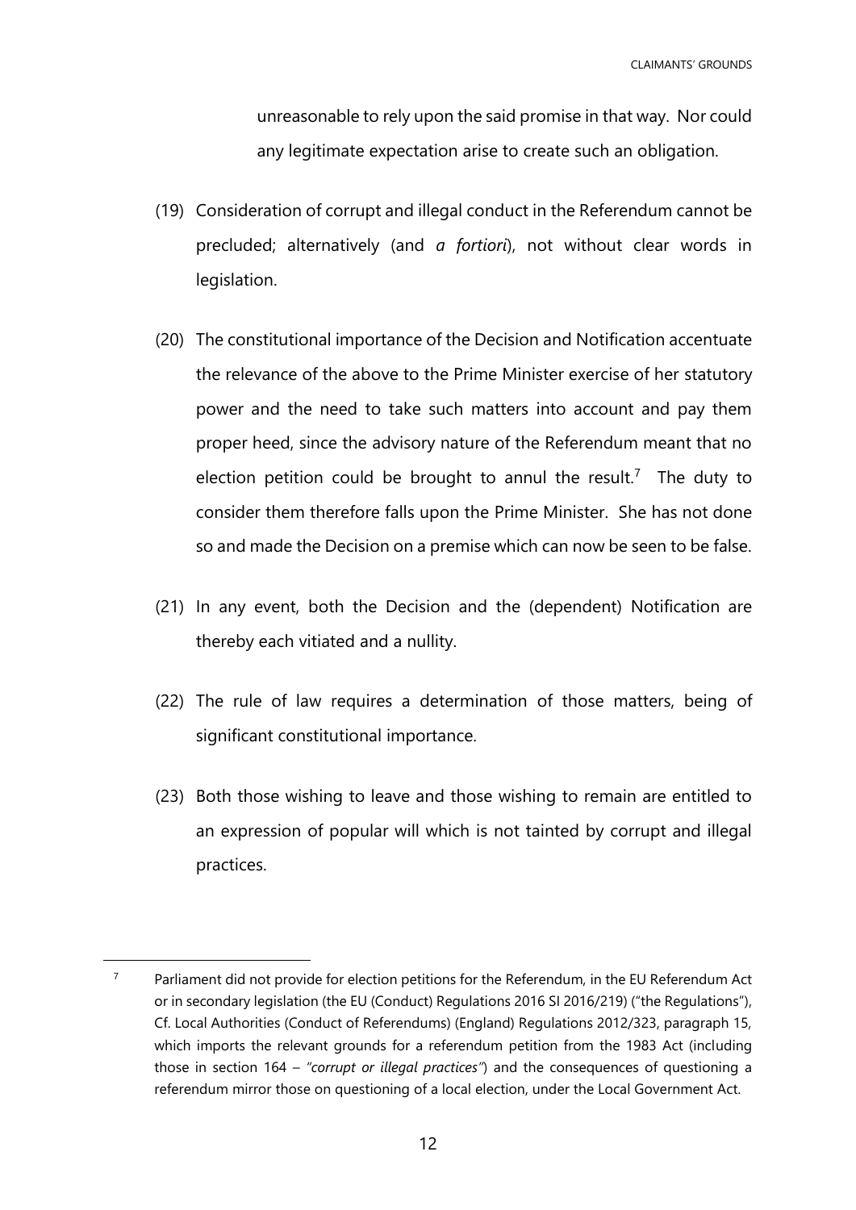unreasonable to rely upon the said promise in that way. Nor could any legitimate expectation arise to create such an obligation.

(19) Consideration of corrupt and illegal conduct in the Referendum cannot be precluded; alternatively (and *a fortiori*), not without clear words in legislation.

(20) The constitutional importance of the Decision and Notification accentuate the relevance of the above to the Prime Minister exercise of her statutory power and the need to take such matters into account and pay them proper heed, since the advisory nature of the Referendum meant that no election petition could be brought to annul the result.[7] The duty to consider them therefore falls upon the Prime Minister. She has not done so and made the Decision on a premise which can now be seen to be false.

(21) In any event, both the Decision and the (dependent) Notification are thereby each vitiated and a nullity.

(22) The rule of law requires a determination of those matters, being of significant constitutional importance.

(23) Both those wishing to leave and those wishing to remain are entitled to an expression of popular will which is not tainted by corrupt and illegal practices.

---

[7] Parliament did not provide for election petitions for the Referendum, in the EU Referendum Act or in secondary legislation (the EU (Conduct) Regulations 2016 SI 2016/219) ("the Regulations"), Cf. Local Authorities (Conduct of Referendums) (England) Regulations 2012/323, paragraph 15, which imports the relevant grounds for a referendum petition from the 1983 Act (including those in section 164 – *"corrupt or illegal practices"*) and the consequences of questioning a referendum mirror those on questioning of a local election, under the Local Government Act.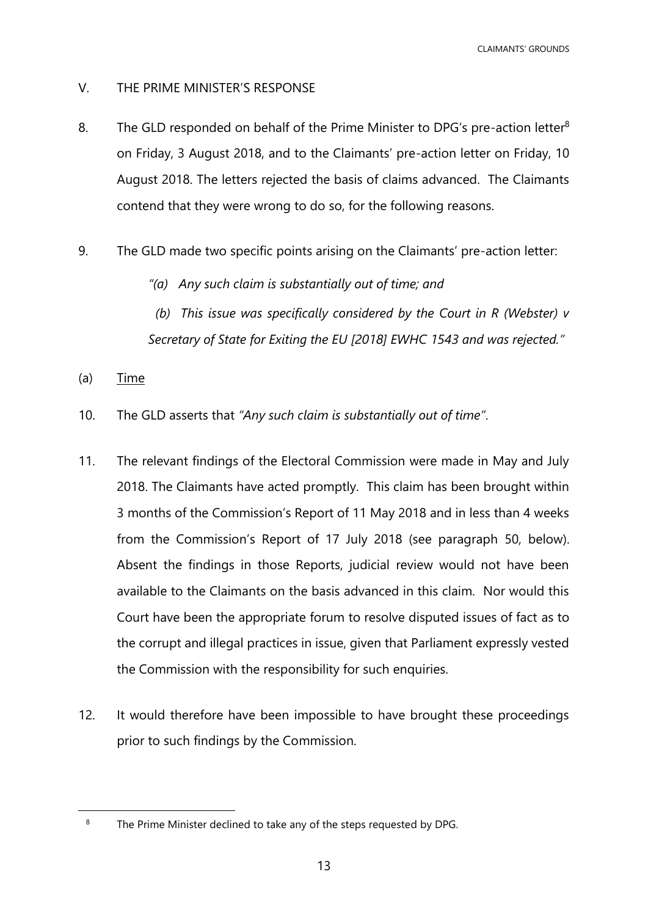## V. THE PRIME MINISTER'S RESPONSE

8. The GLD responded on behalf of the Prime Minister to DPG's pre-action letter[8] on Friday, 3 August 2018, and to the Claimants' pre-action letter on Friday, 10 August 2018. The letters rejected the basis of claims advanced. The Claimants contend that they were wrong to do so, for the following reasons.

9. The GLD made two specific points arising on the Claimants' pre-action letter:

   *"(a) Any such claim is substantially out of time; and*

   *(b) This issue was specifically considered by the Court in R (Webster) v Secretary of State for Exiting the EU [2018] EWHC 1543 and was rejected."*

### (a) Time

10. The GLD asserts that *"Any such claim is substantially out of time"*.

11. The relevant findings of the Electoral Commission were made in May and July 2018. The Claimants have acted promptly. This claim has been brought within 3 months of the Commission's Report of 11 May 2018 and in less than 4 weeks from the Commission's Report of 17 July 2018 (see paragraph 50, below). Absent the findings in those Reports, judicial review would not have been available to the Claimants on the basis advanced in this claim. Nor would this Court have been the appropriate forum to resolve disputed issues of fact as to the corrupt and illegal practices in issue, given that Parliament expressly vested the Commission with the responsibility for such enquiries.

12. It would therefore have been impossible to have brought these proceedings prior to such findings by the Commission.

---

[8] The Prime Minister declined to take any of the steps requested by DPG.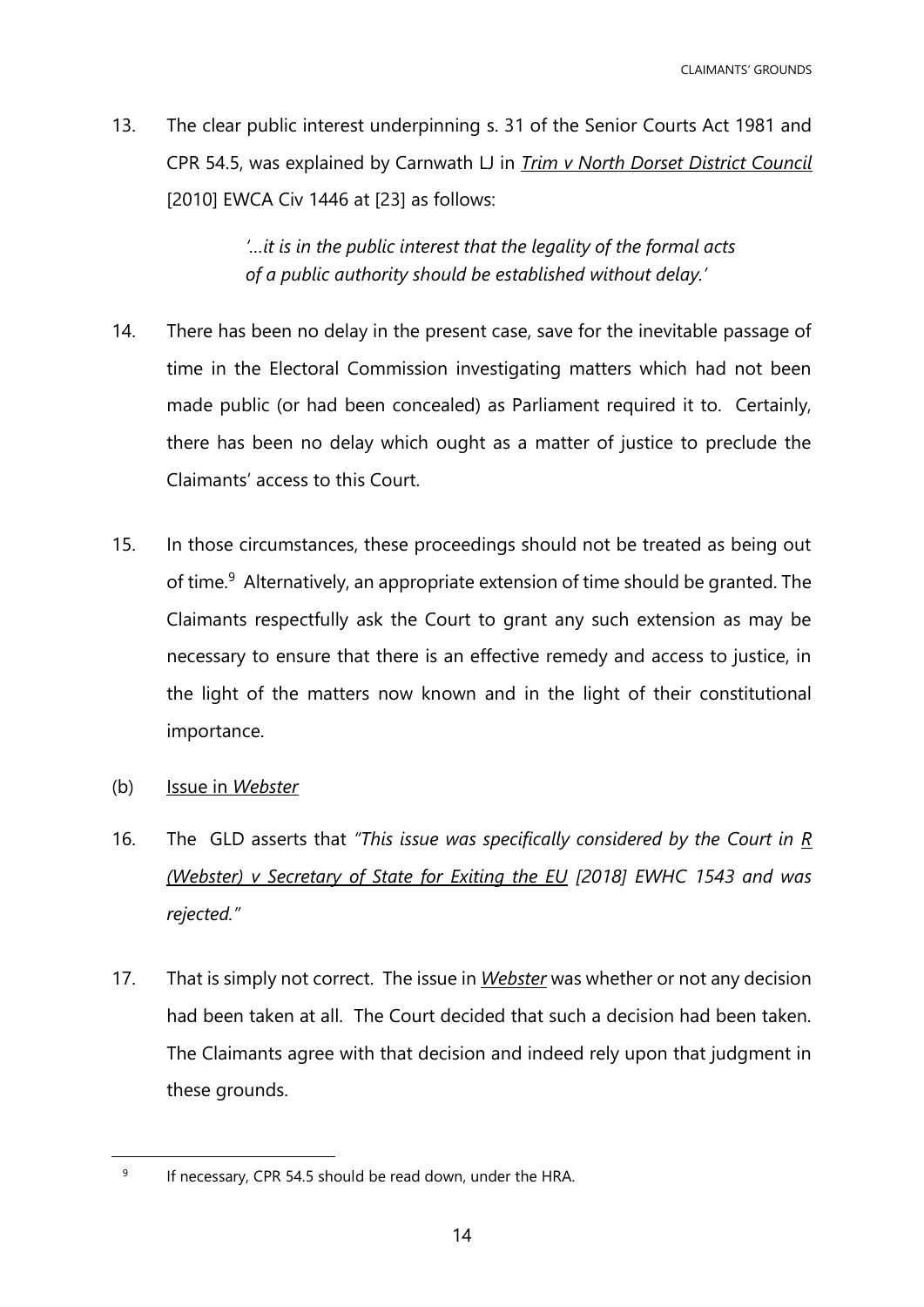13. The clear public interest underpinning s. 31 of the Senior Courts Act 1981 and CPR 54.5, was explained by Carnwath LJ in *Trim v North Dorset District Council* [2010] EWCA Civ 1446 at [23] as follows:

> *'…it is in the public interest that the legality of the formal acts of a public authority should be established without delay.'*

14. There has been no delay in the present case, save for the inevitable passage of time in the Electoral Commission investigating matters which had not been made public (or had been concealed) as Parliament required it to. Certainly, there has been no delay which ought as a matter of justice to preclude the Claimants' access to this Court.

15. In those circumstances, these proceedings should not be treated as being out of time.[9] Alternatively, an appropriate extension of time should be granted. The Claimants respectfully ask the Court to grant any such extension as may be necessary to ensure that there is an effective remedy and access to justice, in the light of the matters now known and in the light of their constitutional importance.

(b) Issue in *Webster*

16. The GLD asserts that *"This issue was specifically considered by the Court in R (Webster) v Secretary of State for Exiting the EU [2018] EWHC 1543 and was rejected."*

17. That is simply not correct. The issue in *Webster* was whether or not any decision had been taken at all. The Court decided that such a decision had been taken. The Claimants agree with that decision and indeed rely upon that judgment in these grounds.

---

[9] If necessary, CPR 54.5 should be read down, under the HRA.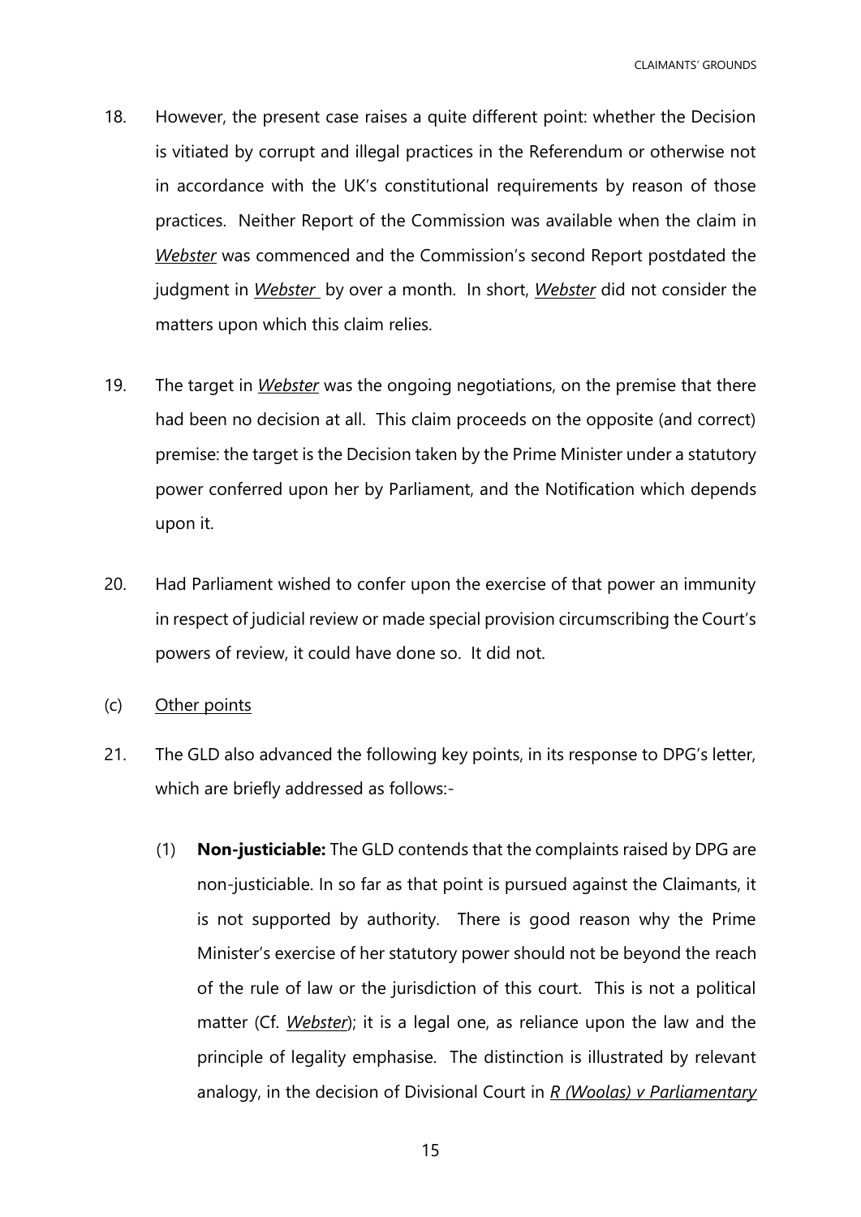18. However, the present case raises a quite different point: whether the Decision is vitiated by corrupt and illegal practices in the Referendum or otherwise not in accordance with the UK's constitutional requirements by reason of those practices. Neither Report of the Commission was available when the claim in ***Webster*** was commenced and the Commission's second Report postdated the judgment in ***Webster*** by over a month. In short, ***Webster*** did not consider the matters upon which this claim relies.

19. The target in ***Webster*** was the ongoing negotiations, on the premise that there had been no decision at all. This claim proceeds on the opposite (and correct) premise: the target is the Decision taken by the Prime Minister under a statutory power conferred upon her by Parliament, and the Notification which depends upon it.

20. Had Parliament wished to confer upon the exercise of that power an immunity in respect of judicial review or made special provision circumscribing the Court's powers of review, it could have done so. It did not.

(c) Other points

21. The GLD also advanced the following key points, in its response to DPG's letter, which are briefly addressed as follows:-

    (1) **Non-justiciable:** The GLD contends that the complaints raised by DPG are non-justiciable. In so far as that point is pursued against the Claimants, it is not supported by authority. There is good reason why the Prime Minister's exercise of her statutory power should not be beyond the reach of the rule of law or the jurisdiction of this court. This is not a political matter (Cf. ***Webster***); it is a legal one, as reliance upon the law and the principle of legality emphasise. The distinction is illustrated by relevant analogy, in the decision of Divisional Court in *R (Woolas) v Parliamentary*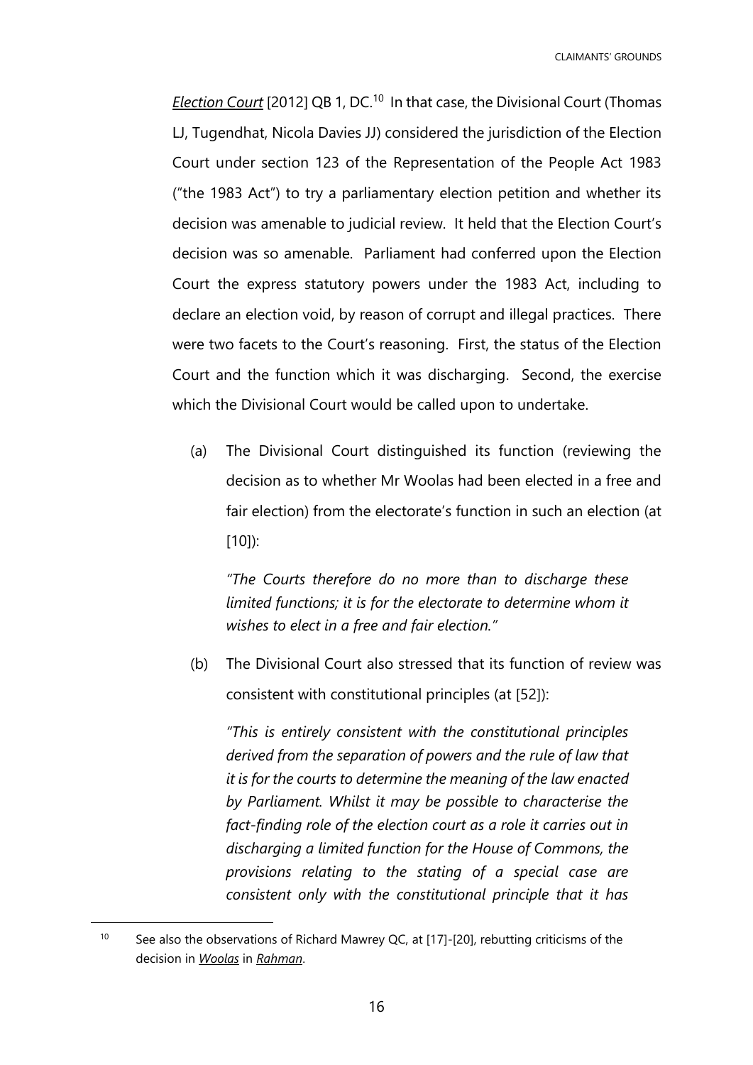*Election Court* [2012] QB 1, DC.[10] In that case, the Divisional Court (Thomas LJ, Tugendhat, Nicola Davies JJ) considered the jurisdiction of the Election Court under section 123 of the Representation of the People Act 1983 ("the 1983 Act") to try a parliamentary election petition and whether its decision was amenable to judicial review. It held that the Election Court's decision was so amenable. Parliament had conferred upon the Election Court the express statutory powers under the 1983 Act, including to declare an election void, by reason of corrupt and illegal practices. There were two facets to the Court's reasoning. First, the status of the Election Court and the function which it was discharging. Second, the exercise which the Divisional Court would be called upon to undertake.

(a) The Divisional Court distinguished its function (reviewing the decision as to whether Mr Woolas had been elected in a free and fair election) from the electorate's function in such an election (at [10]):

> *"The Courts therefore do no more than to discharge these limited functions; it is for the electorate to determine whom it wishes to elect in a free and fair election."*

(b) The Divisional Court also stressed that its function of review was consistent with constitutional principles (at [52]):

> *"This is entirely consistent with the constitutional principles derived from the separation of powers and the rule of law that it is for the courts to determine the meaning of the law enacted by Parliament. Whilst it may be possible to characterise the fact-finding role of the election court as a role it carries out in discharging a limited function for the House of Commons, the provisions relating to the stating of a special case are consistent only with the constitutional principle that it has*

[10] See also the observations of Richard Mawrey QC, at [17]-[20], rebutting criticisms of the decision in *Woolas* in *Rahman*.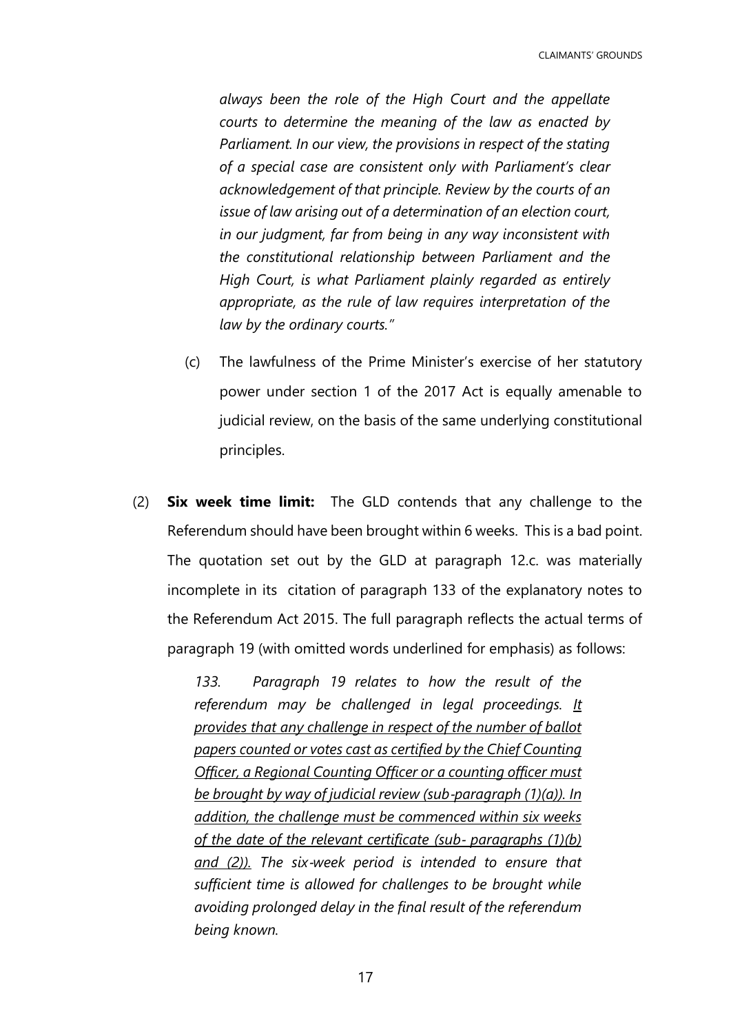*always been the role of the High Court and the appellate courts to determine the meaning of the law as enacted by Parliament. In our view, the provisions in respect of the stating of a special case are consistent only with Parliament's clear acknowledgement of that principle. Review by the courts of an issue of law arising out of a determination of an election court, in our judgment, far from being in any way inconsistent with the constitutional relationship between Parliament and the High Court, is what Parliament plainly regarded as entirely appropriate, as the rule of law requires interpretation of the law by the ordinary courts."*

(c) The lawfulness of the Prime Minister's exercise of her statutory power under section 1 of the 2017 Act is equally amenable to judicial review, on the basis of the same underlying constitutional principles.

(2) **Six week time limit:** The GLD contends that any challenge to the Referendum should have been brought within 6 weeks. This is a bad point. The quotation set out by the GLD at paragraph 12.c. was materially incomplete in its citation of paragraph 133 of the explanatory notes to the Referendum Act 2015. The full paragraph reflects the actual terms of paragraph 19 (with omitted words underlined for emphasis) as follows:

*133. Paragraph 19 relates to how the result of the referendum may be challenged in legal proceedings. <u>It provides that any challenge in respect of the number of ballot papers counted or votes cast as certified by the Chief Counting Officer, a Regional Counting Officer or a counting officer must be brought by way of judicial review (sub-paragraph (1)(a)). In addition, the challenge must be commenced within six weeks of the date of the relevant certificate (sub- paragraphs (1)(b) and (2)).</u> The six-week period is intended to ensure that sufficient time is allowed for challenges to be brought while avoiding prolonged delay in the final result of the referendum being known.*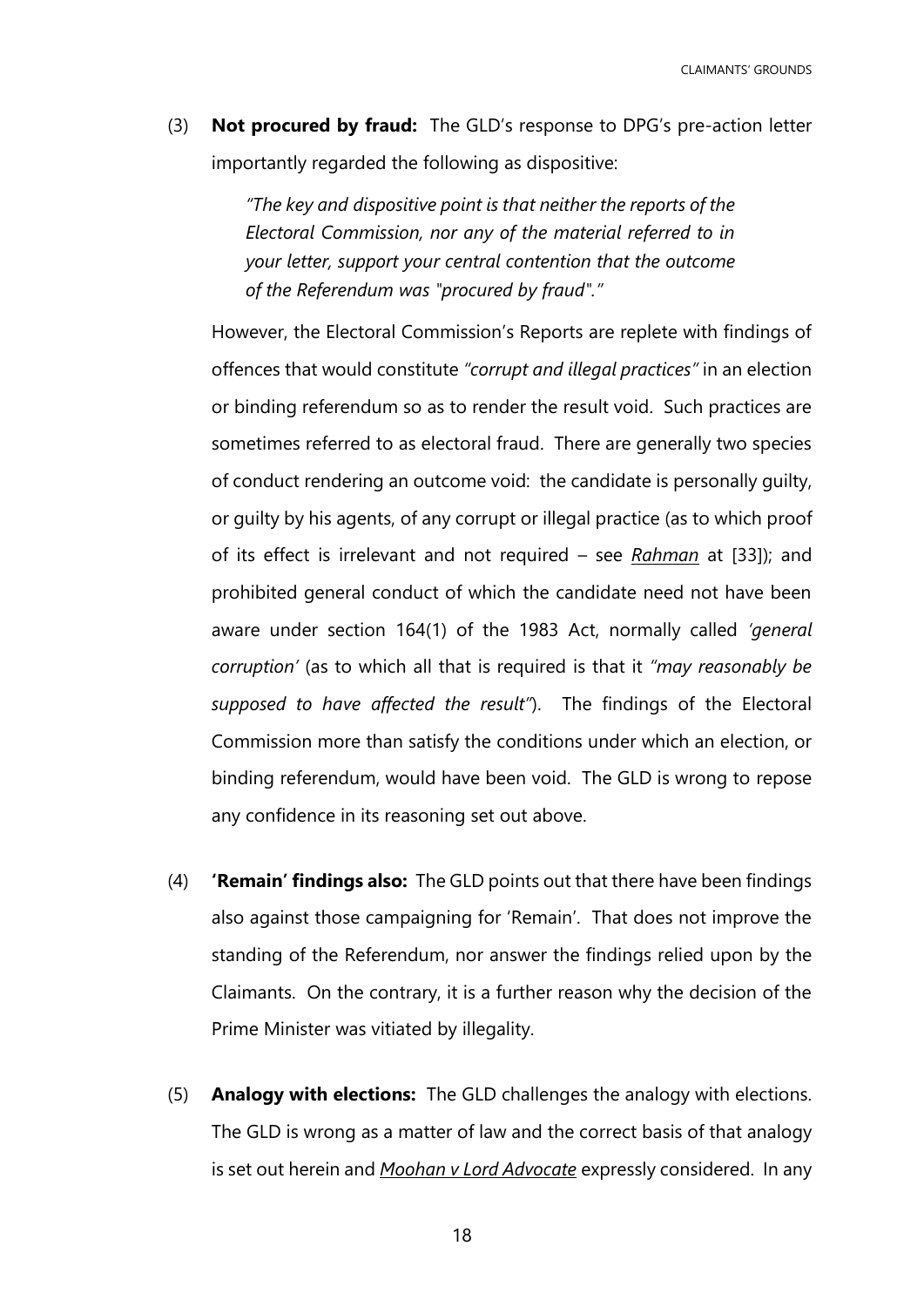(3) **Not procured by fraud:** The GLD's response to DPG's pre-action letter importantly regarded the following as dispositive:

> *"The key and dispositive point is that neither the reports of the Electoral Commission, nor any of the material referred to in your letter, support your central contention that the outcome of the Referendum was "procured by fraud"."*

However, the Electoral Commission's Reports are replete with findings of offences that would constitute *"corrupt and illegal practices"* in an election or binding referendum so as to render the result void. Such practices are sometimes referred to as electoral fraud. There are generally two species of conduct rendering an outcome void: the candidate is personally guilty, or guilty by his agents, of any corrupt or illegal practice (as to which proof of its effect is irrelevant and not required – see ***Rahman*** at [33]); and prohibited general conduct of which the candidate need not have been aware under section 164(1) of the 1983 Act, normally called *'general corruption'* (as to which all that is required is that it *"may reasonably be supposed to have affected the result"*). The findings of the Electoral Commission more than satisfy the conditions under which an election, or binding referendum, would have been void. The GLD is wrong to repose any confidence in its reasoning set out above.

(4) **'Remain' findings also:** The GLD points out that there have been findings also against those campaigning for 'Remain'. That does not improve the standing of the Referendum, nor answer the findings relied upon by the Claimants. On the contrary, it is a further reason why the decision of the Prime Minister was vitiated by illegality.

(5) **Analogy with elections:** The GLD challenges the analogy with elections. The GLD is wrong as a matter of law and the correct basis of that analogy is set out herein and ***Moohan v Lord Advocate*** expressly considered. In any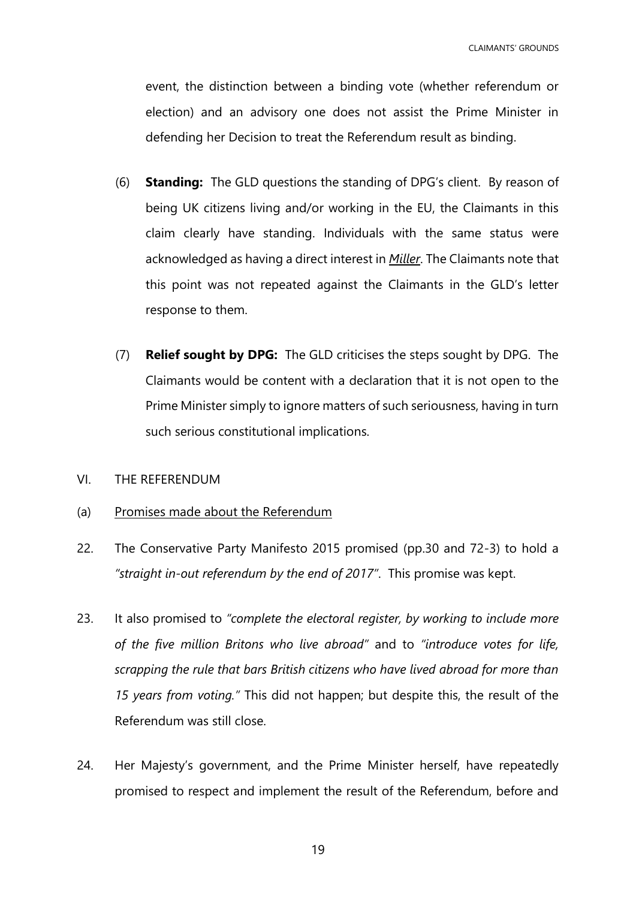event, the distinction between a binding vote (whether referendum or election) and an advisory one does not assist the Prime Minister in defending her Decision to treat the Referendum result as binding.

(6) **Standing:** The GLD questions the standing of DPG's client. By reason of being UK citizens living and/or working in the EU, the Claimants in this claim clearly have standing. Individuals with the same status were acknowledged as having a direct interest in ***Miller***. The Claimants note that this point was not repeated against the Claimants in the GLD's letter response to them.

(7) **Relief sought by DPG:** The GLD criticises the steps sought by DPG. The Claimants would be content with a declaration that it is not open to the Prime Minister simply to ignore matters of such seriousness, having in turn such serious constitutional implications.

## VI. THE REFERENDUM

### (a) Promises made about the Referendum

22. The Conservative Party Manifesto 2015 promised (pp.30 and 72-3) to hold a *"straight in-out referendum by the end of 2017"*. This promise was kept.

23. It also promised to *"complete the electoral register, by working to include more of the five million Britons who live abroad"* and to *"introduce votes for life, scrapping the rule that bars British citizens who have lived abroad for more than 15 years from voting."* This did not happen; but despite this, the result of the Referendum was still close.

24. Her Majesty's government, and the Prime Minister herself, have repeatedly promised to respect and implement the result of the Referendum, before and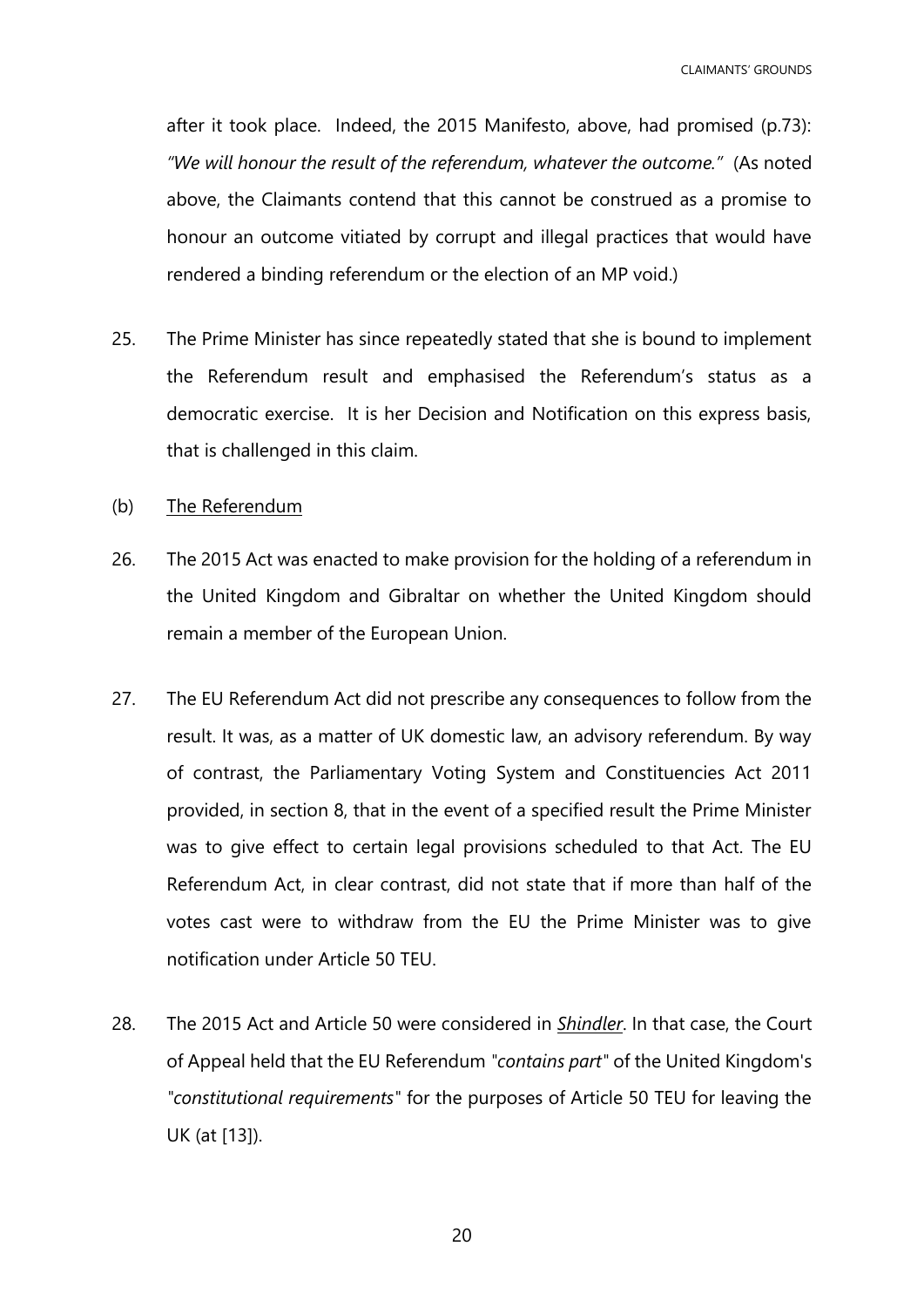after it took place. Indeed, the 2015 Manifesto, above, had promised (p.73): *"We will honour the result of the referendum, whatever the outcome."* (As noted above, the Claimants contend that this cannot be construed as a promise to honour an outcome vitiated by corrupt and illegal practices that would have rendered a binding referendum or the election of an MP void.)

25. The Prime Minister has since repeatedly stated that she is bound to implement the Referendum result and emphasised the Referendum's status as a democratic exercise. It is her Decision and Notification on this express basis, that is challenged in this claim.

(b) <u>The Referendum</u>

26. The 2015 Act was enacted to make provision for the holding of a referendum in the United Kingdom and Gibraltar on whether the United Kingdom should remain a member of the European Union.

27. The EU Referendum Act did not prescribe any consequences to follow from the result. It was, as a matter of UK domestic law, an advisory referendum. By way of contrast, the Parliamentary Voting System and Constituencies Act 2011 provided, in section 8, that in the event of a specified result the Prime Minister was to give effect to certain legal provisions scheduled to that Act. The EU Referendum Act, in clear contrast, did not state that if more than half of the votes cast were to withdraw from the EU the Prime Minister was to give notification under Article 50 TEU.

28. The 2015 Act and Article 50 were considered in ***<u>Shindler</u>***. In that case, the Court of Appeal held that the EU Referendum "*contains part*" of the United Kingdom's "*constitutional requirements*" for the purposes of Article 50 TEU for leaving the UK (at [13]).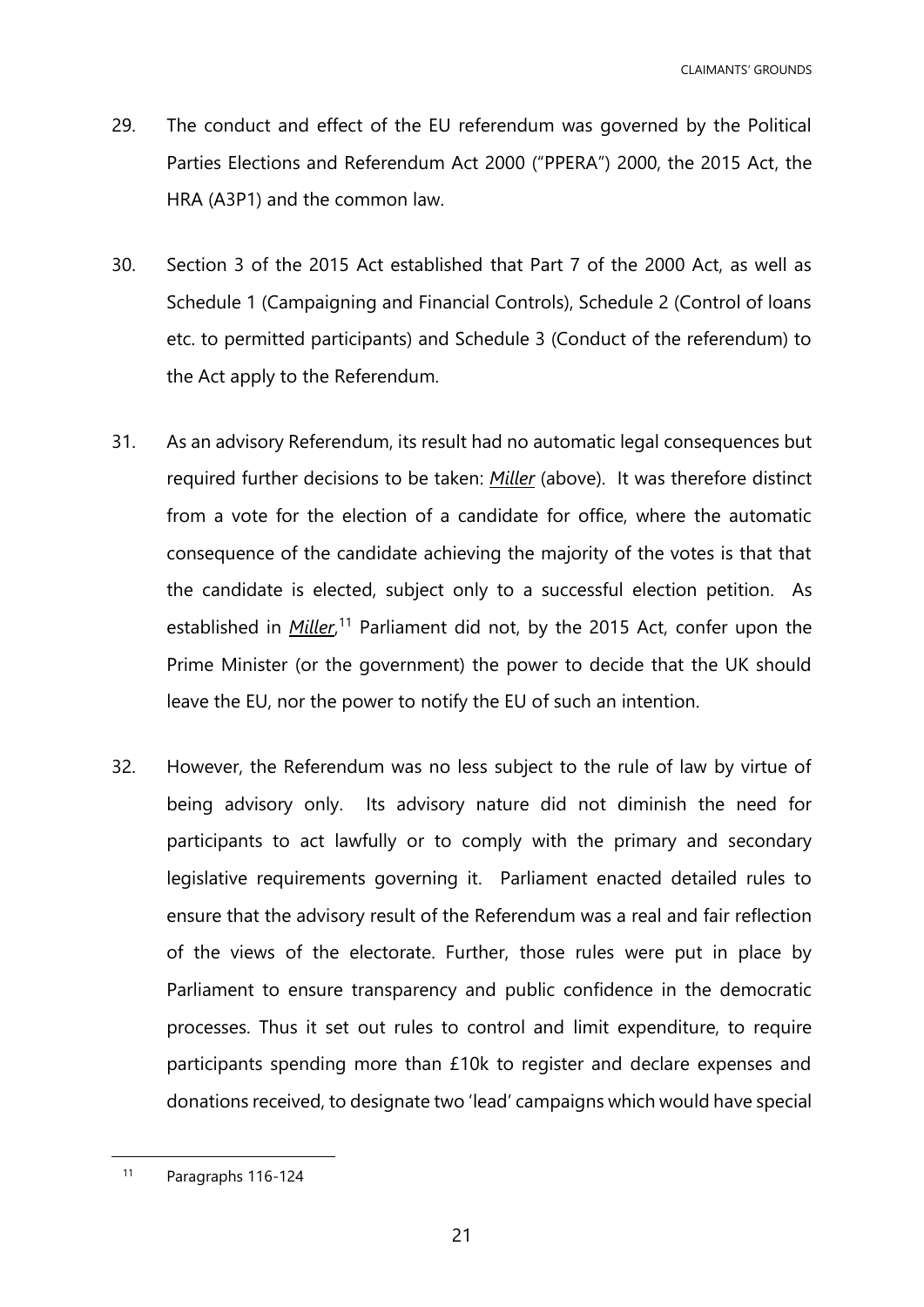29. The conduct and effect of the EU referendum was governed by the Political Parties Elections and Referendum Act 2000 ("PPERA") 2000, the 2015 Act, the HRA (A3P1) and the common law.

30. Section 3 of the 2015 Act established that Part 7 of the 2000 Act, as well as Schedule 1 (Campaigning and Financial Controls), Schedule 2 (Control of loans etc. to permitted participants) and Schedule 3 (Conduct of the referendum) to the Act apply to the Referendum.

31. As an advisory Referendum, its result had no automatic legal consequences but required further decisions to be taken: ***Miller*** (above). It was therefore distinct from a vote for the election of a candidate for office, where the automatic consequence of the candidate achieving the majority of the votes is that that the candidate is elected, subject only to a successful election petition. As established in ***Miller***,[11] Parliament did not, by the 2015 Act, confer upon the Prime Minister (or the government) the power to decide that the UK should leave the EU, nor the power to notify the EU of such an intention.

32. However, the Referendum was no less subject to the rule of law by virtue of being advisory only. Its advisory nature did not diminish the need for participants to act lawfully or to comply with the primary and secondary legislative requirements governing it. Parliament enacted detailed rules to ensure that the advisory result of the Referendum was a real and fair reflection of the views of the electorate. Further, those rules were put in place by Parliament to ensure transparency and public confidence in the democratic processes. Thus it set out rules to control and limit expenditure, to require participants spending more than £10k to register and declare expenses and donations received, to designate two 'lead' campaigns which would have special

[11] Paragraphs 116-124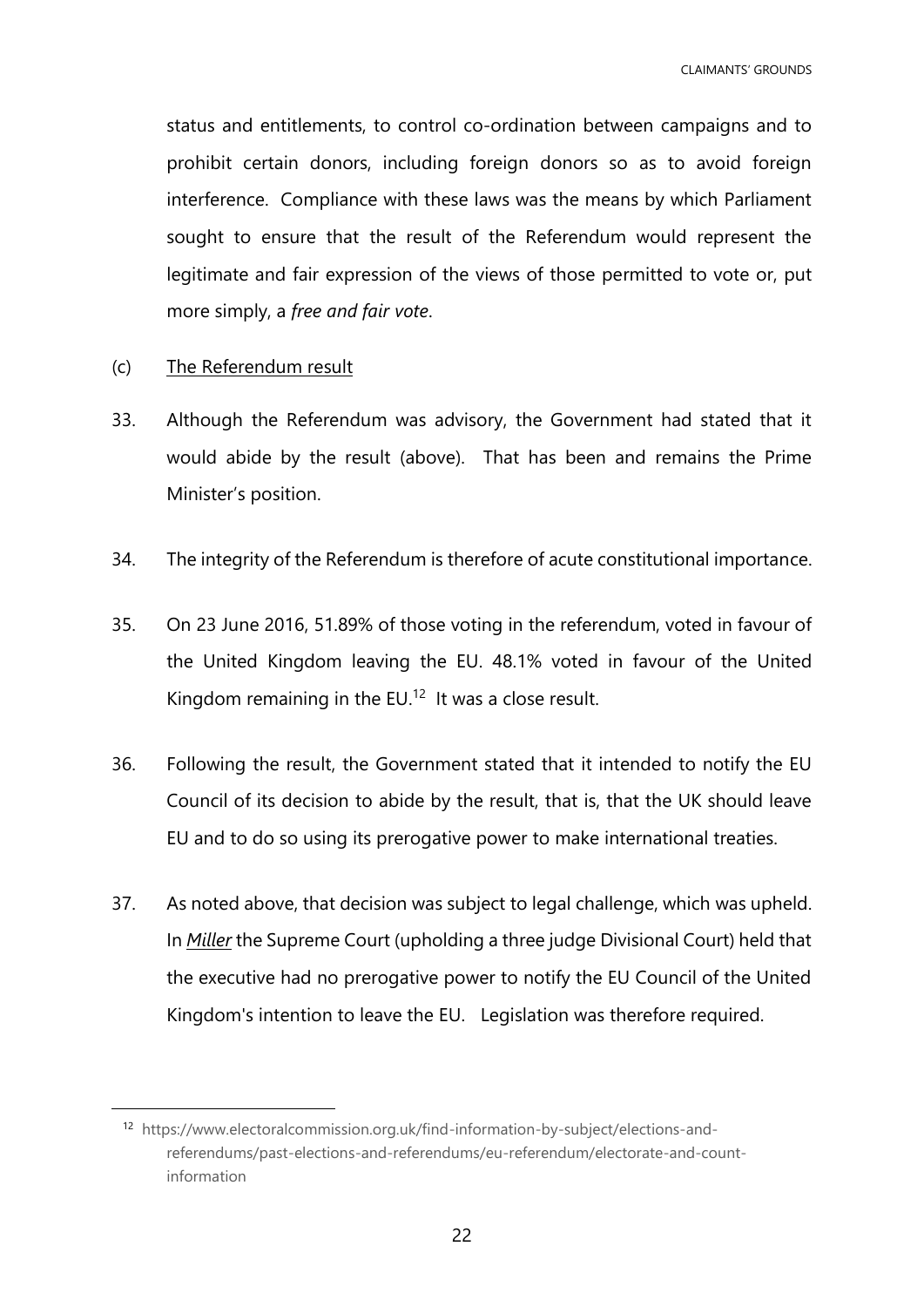status and entitlements, to control co-ordination between campaigns and to prohibit certain donors, including foreign donors so as to avoid foreign interference. Compliance with these laws was the means by which Parliament sought to ensure that the result of the Referendum would represent the legitimate and fair expression of the views of those permitted to vote or, put more simply, a *free and fair vote*.

(c) The Referendum result

33. Although the Referendum was advisory, the Government had stated that it would abide by the result (above). That has been and remains the Prime Minister's position.

34. The integrity of the Referendum is therefore of acute constitutional importance.

35. On 23 June 2016, 51.89% of those voting in the referendum, voted in favour of the United Kingdom leaving the EU. 48.1% voted in favour of the United Kingdom remaining in the EU.[12] It was a close result.

36. Following the result, the Government stated that it intended to notify the EU Council of its decision to abide by the result, that is, that the UK should leave EU and to do so using its prerogative power to make international treaties.

37. As noted above, that decision was subject to legal challenge, which was upheld. In ***Miller*** the Supreme Court (upholding a three judge Divisional Court) held that the executive had no prerogative power to notify the EU Council of the United Kingdom's intention to leave the EU. Legislation was therefore required.

[12] https://www.electoralcommission.org.uk/find-information-by-subject/elections-and-referendums/past-elections-and-referendums/eu-referendum/electorate-and-count-information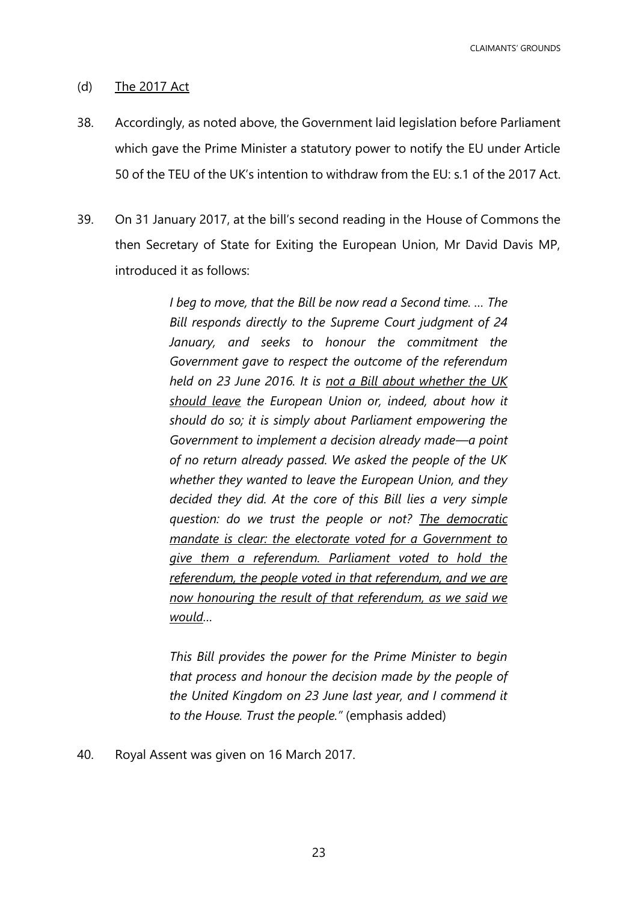(d) <u>The 2017 Act</u>

38. Accordingly, as noted above, the Government laid legislation before Parliament which gave the Prime Minister a statutory power to notify the EU under Article 50 of the TEU of the UK's intention to withdraw from the EU: s.1 of the 2017 Act.

39. On 31 January 2017, at the bill's second reading in the House of Commons the then Secretary of State for Exiting the European Union, Mr David Davis MP, introduced it as follows:

> *I beg to move, that the Bill be now read a Second time. … The Bill responds directly to the Supreme Court judgment of 24 January, and seeks to honour the commitment the Government gave to respect the outcome of the referendum held on 23 June 2016. It is <u>not a Bill about whether the UK should leave</u> the European Union or, indeed, about how it should do so; it is simply about Parliament empowering the Government to implement a decision already made—a point of no return already passed. We asked the people of the UK whether they wanted to leave the European Union, and they decided they did. At the core of this Bill lies a very simple question: do we trust the people or not? <u>The democratic mandate is clear: the electorate voted for a Government to give them a referendum. Parliament voted to hold the referendum, the people voted in that referendum, and we are now honouring the result of that referendum, as we said we would</u>…*
>
> *This Bill provides the power for the Prime Minister to begin that process and honour the decision made by the people of the United Kingdom on 23 June last year, and I commend it to the House. Trust the people."* (emphasis added)

40. Royal Assent was given on 16 March 2017.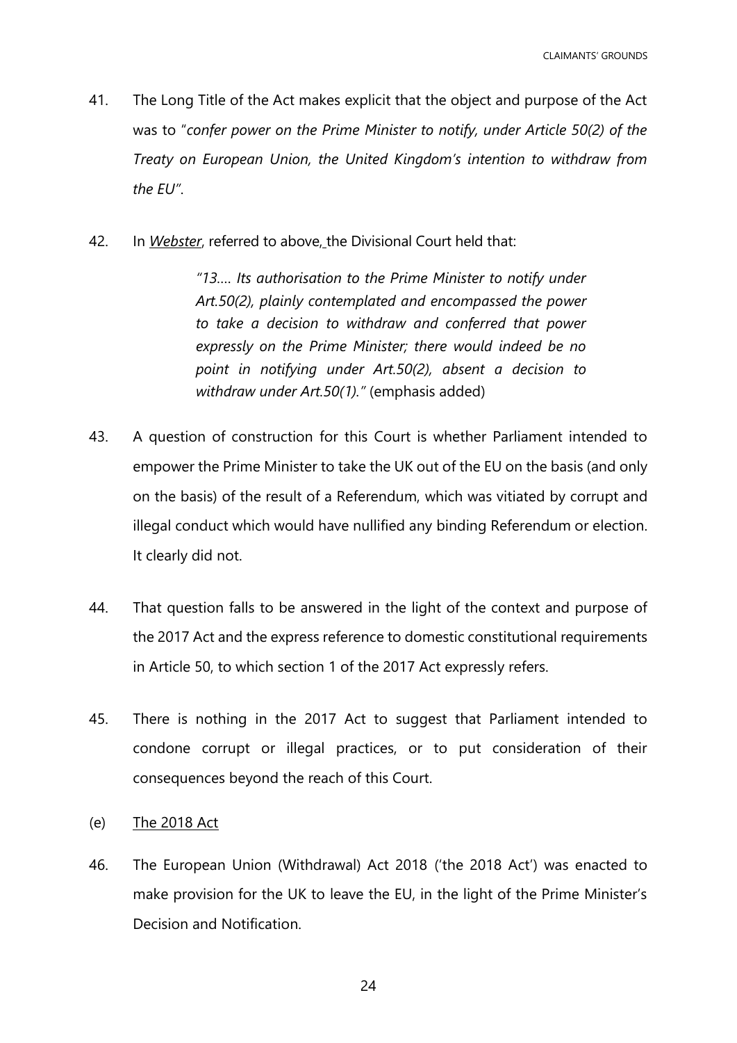41. The Long Title of the Act makes explicit that the object and purpose of the Act was to "*confer power on the Prime Minister to notify, under Article 50(2) of the Treaty on European Union, the United Kingdom's intention to withdraw from the EU"*.

42. In ***Webster***, referred to above, the Divisional Court held that:

> *"13…. Its authorisation to the Prime Minister to notify under Art.50(2), plainly contemplated and encompassed the power to take a decision to withdraw and conferred that power expressly on the Prime Minister; there would indeed be no point in notifying under Art.50(2), absent a decision to withdraw under Art.50(1)."* (emphasis added)

43. A question of construction for this Court is whether Parliament intended to empower the Prime Minister to take the UK out of the EU on the basis (and only on the basis) of the result of a Referendum, which was vitiated by corrupt and illegal conduct which would have nullified any binding Referendum or election. It clearly did not.

44. That question falls to be answered in the light of the context and purpose of the 2017 Act and the express reference to domestic constitutional requirements in Article 50, to which section 1 of the 2017 Act expressly refers.

45. There is nothing in the 2017 Act to suggest that Parliament intended to condone corrupt or illegal practices, or to put consideration of their consequences beyond the reach of this Court.

(e) <u>The 2018 Act</u>

46. The European Union (Withdrawal) Act 2018 ('the 2018 Act') was enacted to make provision for the UK to leave the EU, in the light of the Prime Minister's Decision and Notification.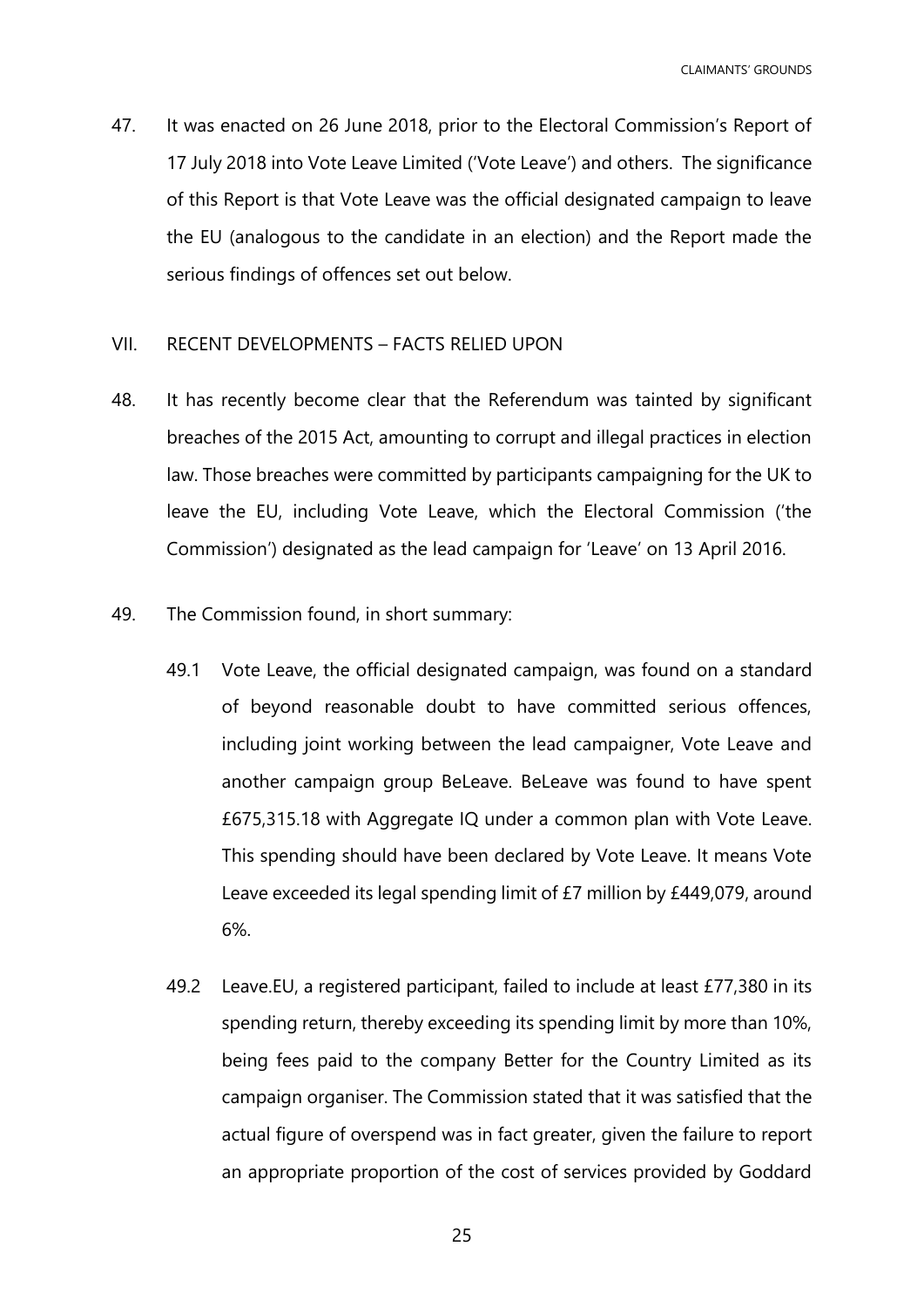47. It was enacted on 26 June 2018, prior to the Electoral Commission's Report of 17 July 2018 into Vote Leave Limited ('Vote Leave') and others. The significance of this Report is that Vote Leave was the official designated campaign to leave the EU (analogous to the candidate in an election) and the Report made the serious findings of offences set out below.

## VII. RECENT DEVELOPMENTS – FACTS RELIED UPON

48. It has recently become clear that the Referendum was tainted by significant breaches of the 2015 Act, amounting to corrupt and illegal practices in election law. Those breaches were committed by participants campaigning for the UK to leave the EU, including Vote Leave, which the Electoral Commission ('the Commission') designated as the lead campaign for 'Leave' on 13 April 2016.

49. The Commission found, in short summary:

    49.1 Vote Leave, the official designated campaign, was found on a standard of beyond reasonable doubt to have committed serious offences, including joint working between the lead campaigner, Vote Leave and another campaign group BeLeave. BeLeave was found to have spent £675,315.18 with Aggregate IQ under a common plan with Vote Leave. This spending should have been declared by Vote Leave. It means Vote Leave exceeded its legal spending limit of £7 million by £449,079, around 6%.

    49.2 Leave.EU, a registered participant, failed to include at least £77,380 in its spending return, thereby exceeding its spending limit by more than 10%, being fees paid to the company Better for the Country Limited as its campaign organiser. The Commission stated that it was satisfied that the actual figure of overspend was in fact greater, given the failure to report an appropriate proportion of the cost of services provided by Goddard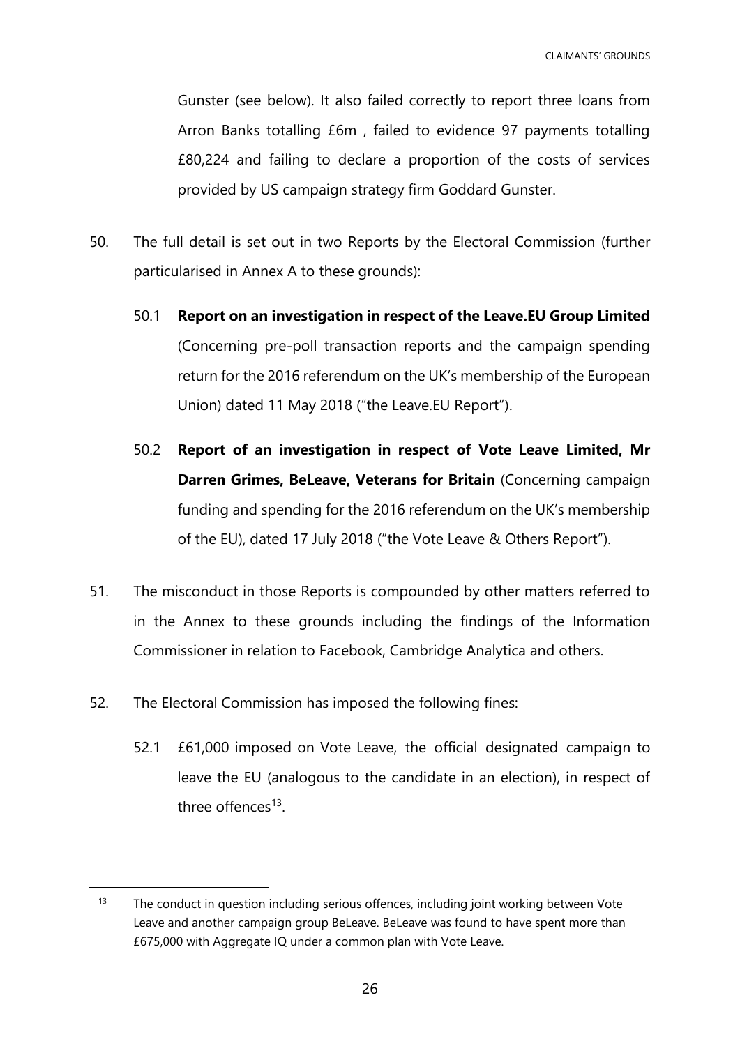Gunster (see below). It also failed correctly to report three loans from Arron Banks totalling £6m , failed to evidence 97 payments totalling £80,224 and failing to declare a proportion of the costs of services provided by US campaign strategy firm Goddard Gunster.

50. The full detail is set out in two Reports by the Electoral Commission (further particularised in Annex A to these grounds):

    50.1 **Report on an investigation in respect of the Leave.EU Group Limited** (Concerning pre-poll transaction reports and the campaign spending return for the 2016 referendum on the UK's membership of the European Union) dated 11 May 2018 ("the Leave.EU Report").

    50.2 **Report of an investigation in respect of Vote Leave Limited, Mr Darren Grimes, BeLeave, Veterans for Britain** (Concerning campaign funding and spending for the 2016 referendum on the UK's membership of the EU), dated 17 July 2018 ("the Vote Leave & Others Report").

51. The misconduct in those Reports is compounded by other matters referred to in the Annex to these grounds including the findings of the Information Commissioner in relation to Facebook, Cambridge Analytica and others.

52. The Electoral Commission has imposed the following fines:

    52.1 £61,000 imposed on Vote Leave, the official designated campaign to leave the EU (analogous to the candidate in an election), in respect of three offences[13].

---

[13] The conduct in question including serious offences, including joint working between Vote Leave and another campaign group BeLeave. BeLeave was found to have spent more than £675,000 with Aggregate IQ under a common plan with Vote Leave.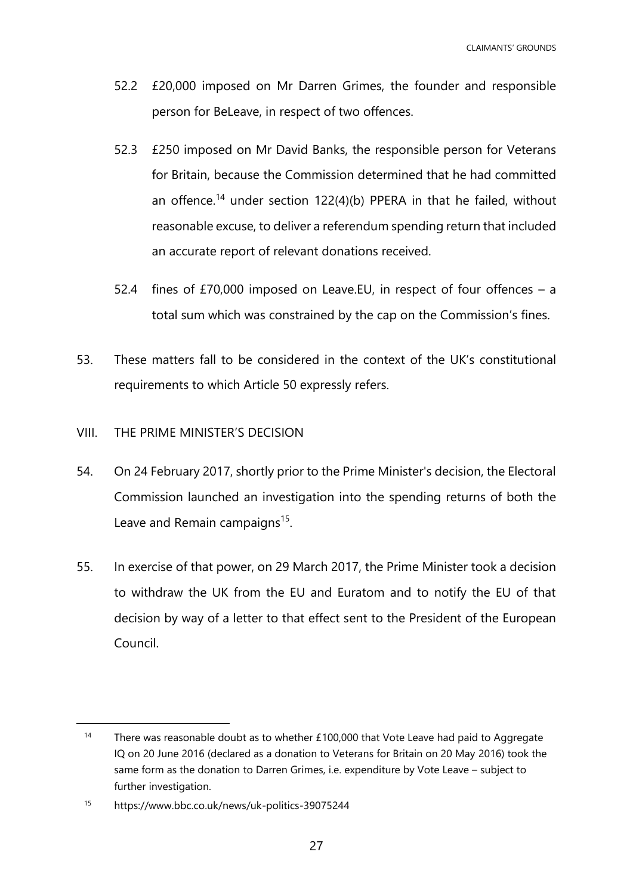52.2 £20,000 imposed on Mr Darren Grimes, the founder and responsible person for BeLeave, in respect of two offences.

52.3 £250 imposed on Mr David Banks, the responsible person for Veterans for Britain, because the Commission determined that he had committed an offence.[14] under section 122(4)(b) PPERA in that he failed, without reasonable excuse, to deliver a referendum spending return that included an accurate report of relevant donations received.

52.4 fines of £70,000 imposed on Leave.EU, in respect of four offences – a total sum which was constrained by the cap on the Commission's fines.

53. These matters fall to be considered in the context of the UK's constitutional requirements to which Article 50 expressly refers.

## VIII. THE PRIME MINISTER'S DECISION

54. On 24 February 2017, shortly prior to the Prime Minister's decision, the Electoral Commission launched an investigation into the spending returns of both the Leave and Remain campaigns[15].

55. In exercise of that power, on 29 March 2017, the Prime Minister took a decision to withdraw the UK from the EU and Euratom and to notify the EU of that decision by way of a letter to that effect sent to the President of the European Council.

---

[14] There was reasonable doubt as to whether £100,000 that Vote Leave had paid to Aggregate IQ on 20 June 2016 (declared as a donation to Veterans for Britain on 20 May 2016) took the same form as the donation to Darren Grimes, i.e. expenditure by Vote Leave – subject to further investigation.

[15] https://www.bbc.co.uk/news/uk-politics-39075244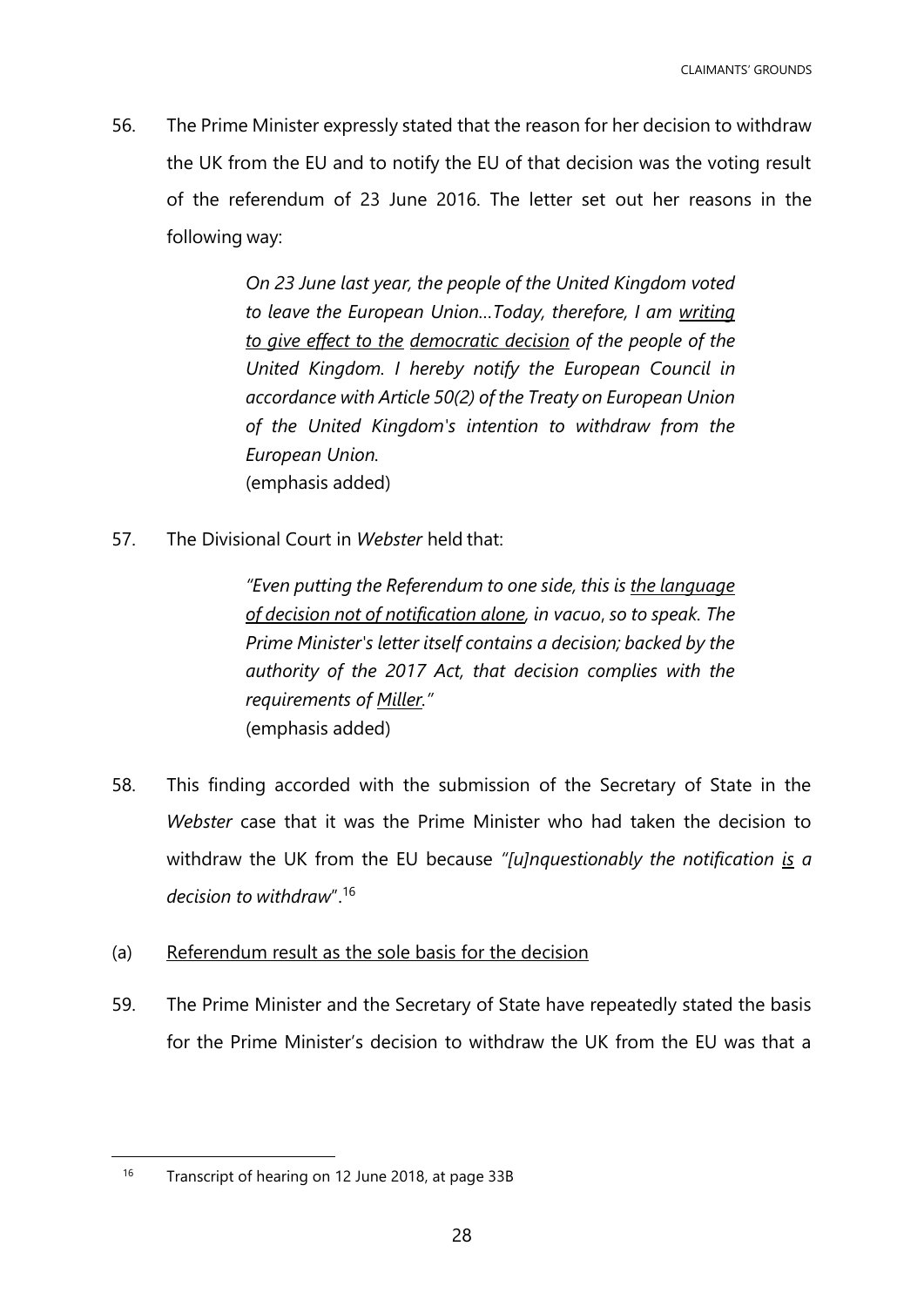56. The Prime Minister expressly stated that the reason for her decision to withdraw the UK from the EU and to notify the EU of that decision was the voting result of the referendum of 23 June 2016. The letter set out her reasons in the following way:

> *On 23 June last year, the people of the United Kingdom voted to leave the European Union…Today, therefore, I am <u>writing to give effect to the</u> <u>democratic decision</u> of the people of the United Kingdom. I hereby notify the European Council in accordance with Article 50(2) of the Treaty on European Union of the United Kingdom's intention to withdraw from the European Union.*
> (emphasis added)

57. The Divisional Court in *Webster* held that:

> *"Even putting the Referendum to one side, this is <u>the language of decision not of notification alone</u>, in vacuo, so to speak. The Prime Minister's letter itself contains a decision; backed by the authority of the 2017 Act, that decision complies with the requirements of <u>Miller</u>."*
> (emphasis added)

58. This finding accorded with the submission of the Secretary of State in the *Webster* case that it was the Prime Minister who had taken the decision to withdraw the UK from the EU because *"[u]nquestionably the notification <u>is</u> a decision to withdraw"*.[16]

(a) <u>Referendum result as the sole basis for the decision</u>

59. The Prime Minister and the Secretary of State have repeatedly stated the basis for the Prime Minister's decision to withdraw the UK from the EU was that a

---

[16] Transcript of hearing on 12 June 2018, at page 33B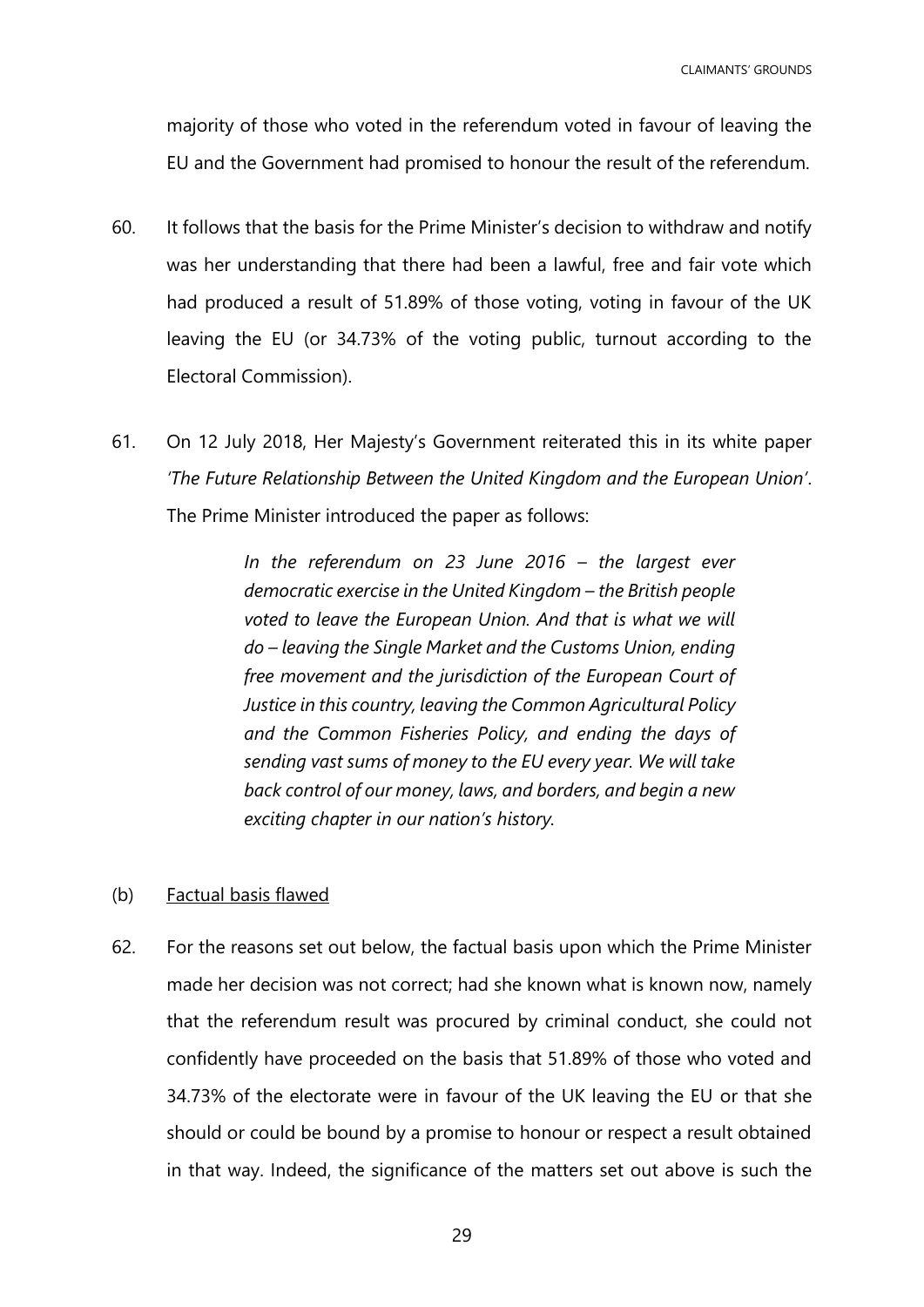majority of those who voted in the referendum voted in favour of leaving the EU and the Government had promised to honour the result of the referendum.

60. It follows that the basis for the Prime Minister's decision to withdraw and notify was her understanding that there had been a lawful, free and fair vote which had produced a result of 51.89% of those voting, voting in favour of the UK leaving the EU (or 34.73% of the voting public, turnout according to the Electoral Commission).

61. On 12 July 2018, Her Majesty's Government reiterated this in its white paper *'The Future Relationship Between the United Kingdom and the European Union'*. The Prime Minister introduced the paper as follows:

> *In the referendum on 23 June 2016 – the largest ever democratic exercise in the United Kingdom – the British people voted to leave the European Union. And that is what we will do – leaving the Single Market and the Customs Union, ending free movement and the jurisdiction of the European Court of Justice in this country, leaving the Common Agricultural Policy and the Common Fisheries Policy, and ending the days of sending vast sums of money to the EU every year. We will take back control of our money, laws, and borders, and begin a new exciting chapter in our nation's history.*

(b) <u>Factual basis flawed</u>

62. For the reasons set out below, the factual basis upon which the Prime Minister made her decision was not correct; had she known what is known now, namely that the referendum result was procured by criminal conduct, she could not confidently have proceeded on the basis that 51.89% of those who voted and 34.73% of the electorate were in favour of the UK leaving the EU or that she should or could be bound by a promise to honour or respect a result obtained in that way. Indeed, the significance of the matters set out above is such the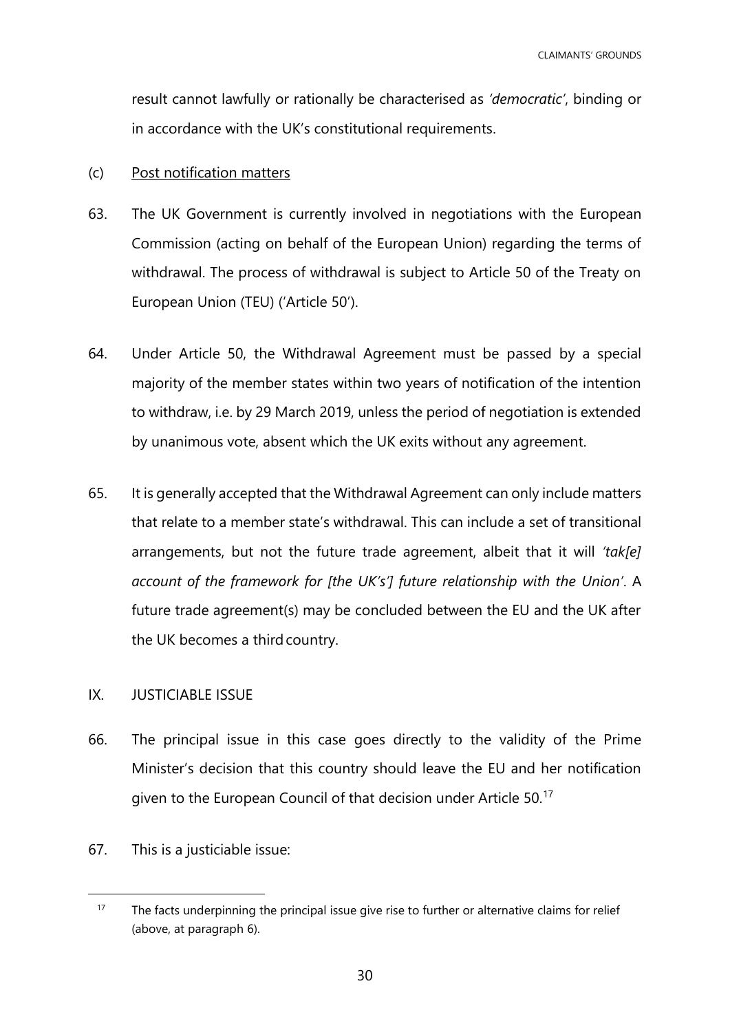result cannot lawfully or rationally be characterised as *'democratic'*, binding or in accordance with the UK's constitutional requirements.

(c) Post notification matters

63. The UK Government is currently involved in negotiations with the European Commission (acting on behalf of the European Union) regarding the terms of withdrawal. The process of withdrawal is subject to Article 50 of the Treaty on European Union (TEU) ('Article 50').

64. Under Article 50, the Withdrawal Agreement must be passed by a special majority of the member states within two years of notification of the intention to withdraw, i.e. by 29 March 2019, unless the period of negotiation is extended by unanimous vote, absent which the UK exits without any agreement.

65. It is generally accepted that the Withdrawal Agreement can only include matters that relate to a member state's withdrawal. This can include a set of transitional arrangements, but not the future trade agreement, albeit that it will *'tak[e] account of the framework for [the UK's'] future relationship with the Union'*. A future trade agreement(s) may be concluded between the EU and the UK after the UK becomes a third country.

IX. JUSTICIABLE ISSUE

66. The principal issue in this case goes directly to the validity of the Prime Minister's decision that this country should leave the EU and her notification given to the European Council of that decision under Article 50.[17]

67. This is a justiciable issue:

[17] The facts underpinning the principal issue give rise to further or alternative claims for relief (above, at paragraph 6).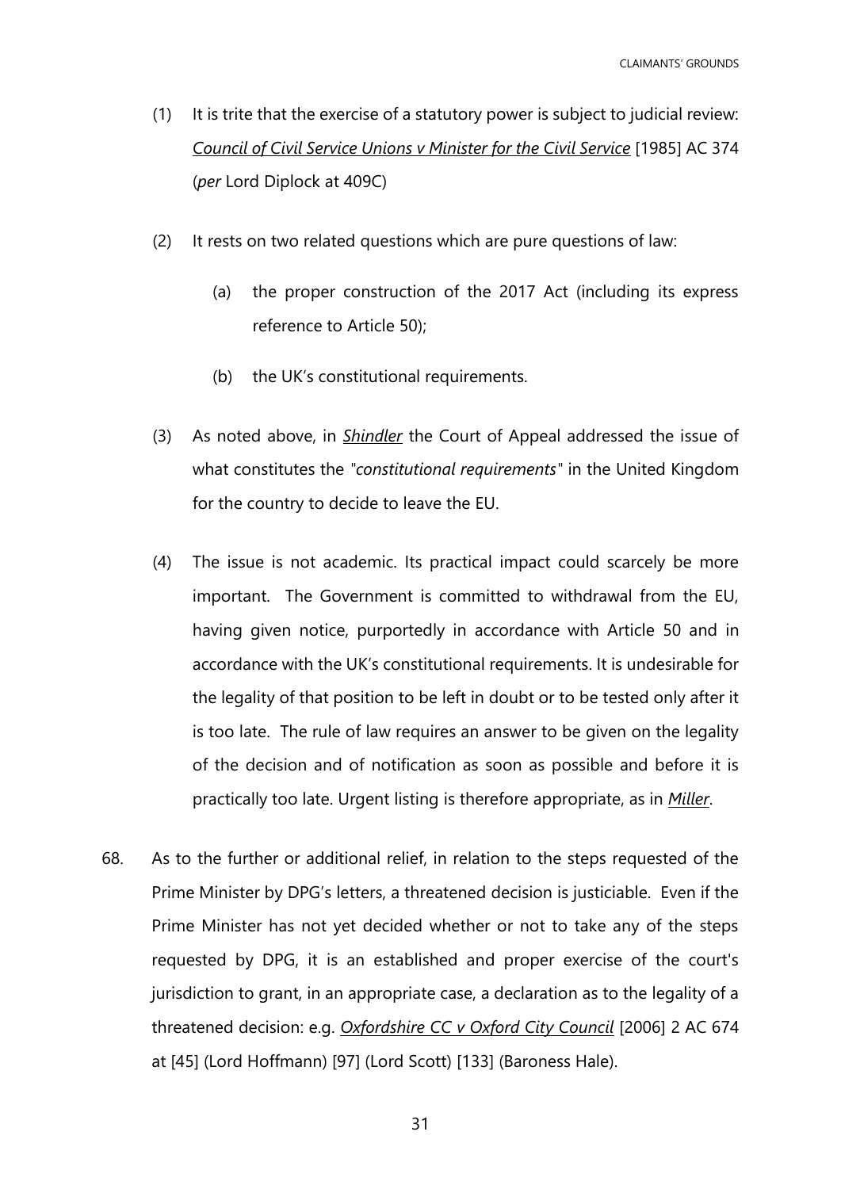(1) It is trite that the exercise of a statutory power is subject to judicial review: *Council of Civil Service Unions v Minister for the Civil Service* [1985] AC 374 (*per* Lord Diplock at 409C)

(2) It rests on two related questions which are pure questions of law:

   (a) the proper construction of the 2017 Act (including its express reference to Article 50);

   (b) the UK's constitutional requirements.

(3) As noted above, in *Shindler* the Court of Appeal addressed the issue of what constitutes the "*constitutional requirements*" in the United Kingdom for the country to decide to leave the EU.

(4) The issue is not academic. Its practical impact could scarcely be more important. The Government is committed to withdrawal from the EU, having given notice, purportedly in accordance with Article 50 and in accordance with the UK's constitutional requirements. It is undesirable for the legality of that position to be left in doubt or to be tested only after it is too late. The rule of law requires an answer to be given on the legality of the decision and of notification as soon as possible and before it is practically too late. Urgent listing is therefore appropriate, as in *Miller*.

68. As to the further or additional relief, in relation to the steps requested of the Prime Minister by DPG's letters, a threatened decision is justiciable. Even if the Prime Minister has not yet decided whether or not to take any of the steps requested by DPG, it is an established and proper exercise of the court's jurisdiction to grant, in an appropriate case, a declaration as to the legality of a threatened decision: e.g. *Oxfordshire CC v Oxford City Council* [2006] 2 AC 674 at [45] (Lord Hoffmann) [97] (Lord Scott) [133] (Baroness Hale).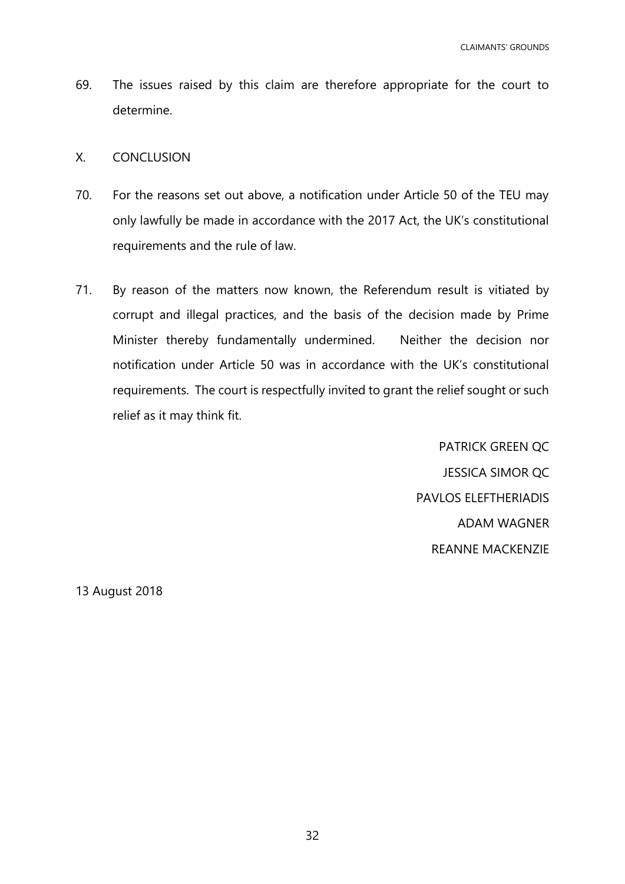69. The issues raised by this claim are therefore appropriate for the court to determine.

## X. CONCLUSION

70. For the reasons set out above, a notification under Article 50 of the TEU may only lawfully be made in accordance with the 2017 Act, the UK's constitutional requirements and the rule of law.

71. By reason of the matters now known, the Referendum result is vitiated by corrupt and illegal practices, and the basis of the decision made by Prime Minister thereby fundamentally undermined. Neither the decision nor notification under Article 50 was in accordance with the UK's constitutional requirements. The court is respectfully invited to grant the relief sought or such relief as it may think fit.

PATRICK GREEN QC

JESSICA SIMOR QC

PAVLOS ELEFTHERIADIS

ADAM WAGNER

REANNE MACKENZIE

13 August 2018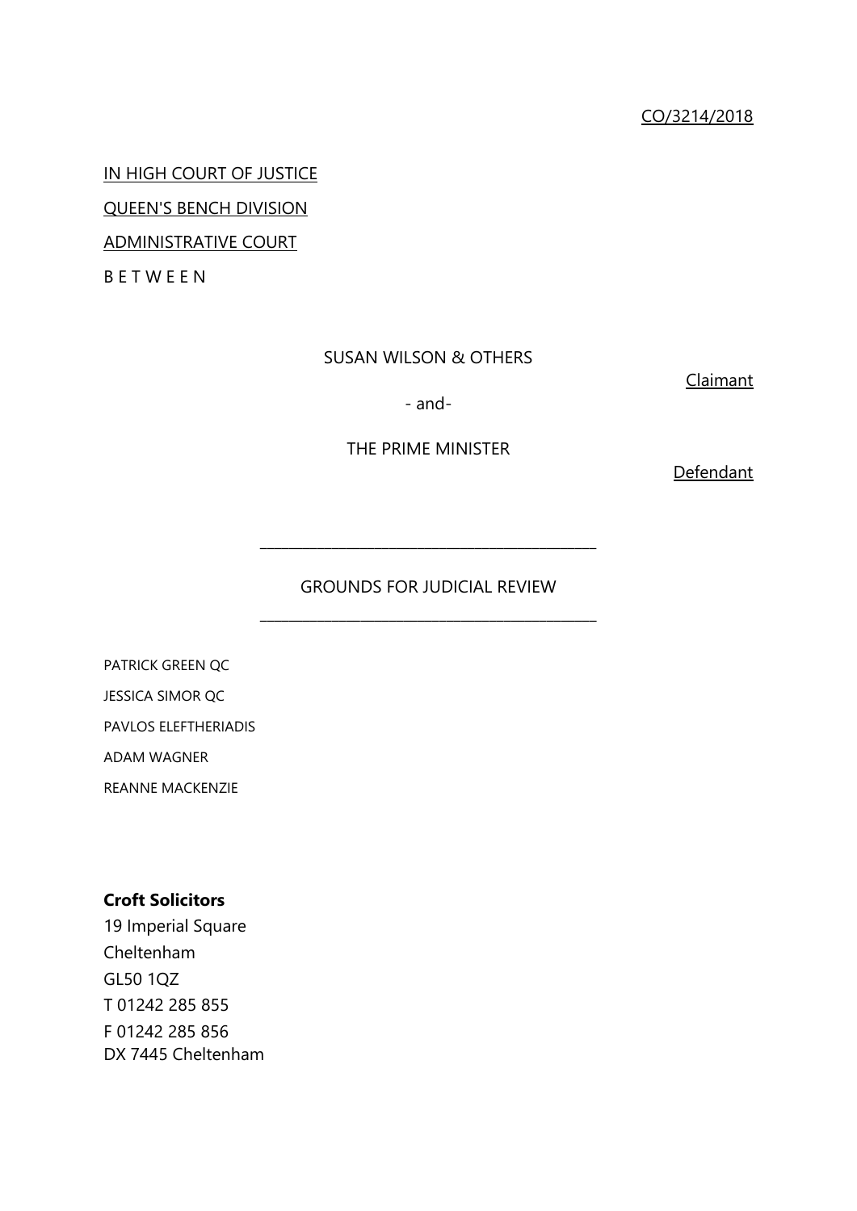CO/3214/2018

IN HIGH COURT OF JUSTICE

QUEEN'S BENCH DIVISION

ADMINISTRATIVE COURT

B E T W E E N

SUSAN WILSON & OTHERS

Claimant

- and-

THE PRIME MINISTER

Defendant

---

GROUNDS FOR JUDICIAL REVIEW

---

PATRICK GREEN QC

JESSICA SIMOR QC

PAVLOS ELEFTHERIADIS

ADAM WAGNER

REANNE MACKENZIE

**Croft Solicitors**

19 Imperial Square

Cheltenham

GL50 1QZ

T 01242 285 855

F 01242 285 856

DX 7445 Cheltenham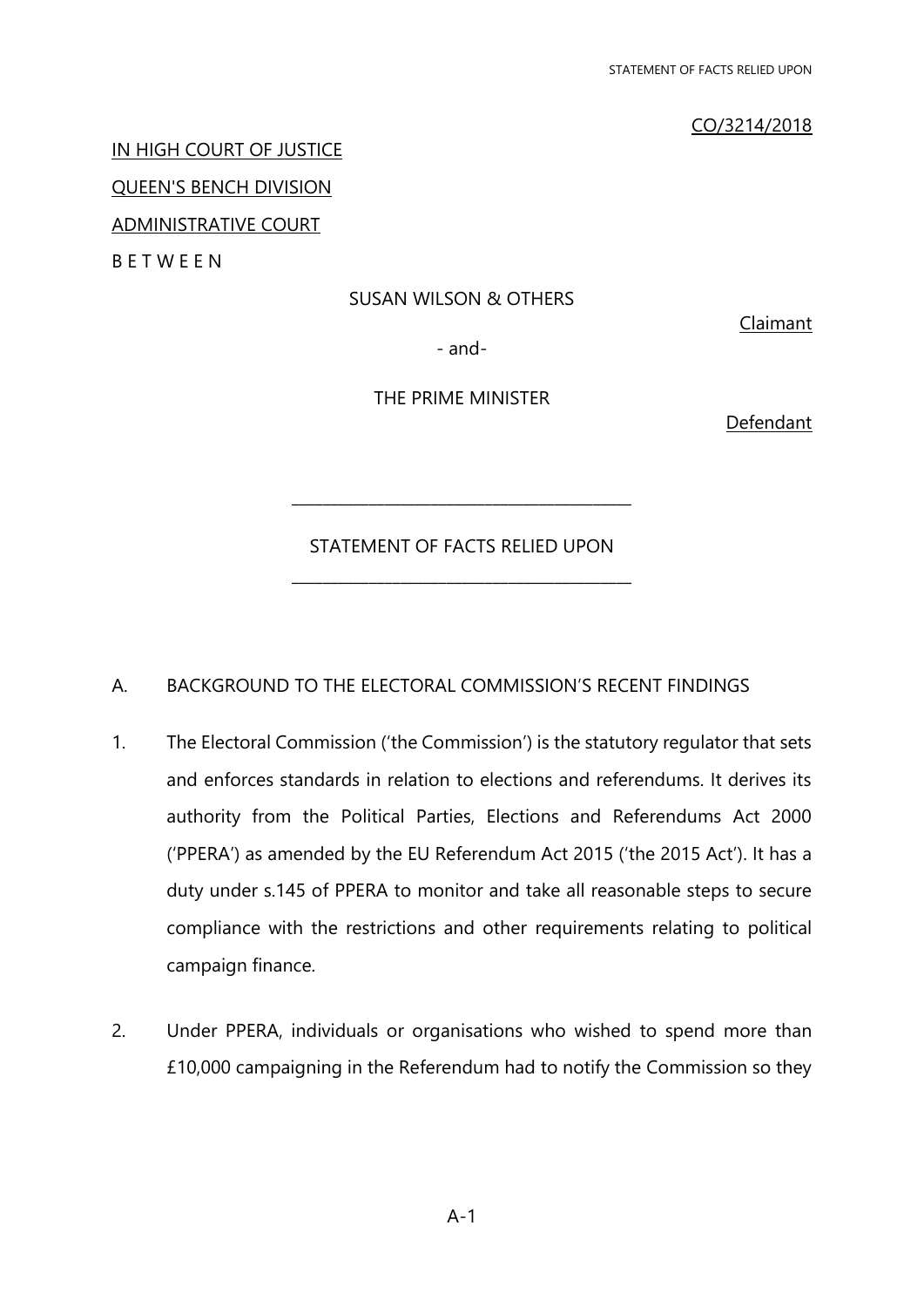CO/3214/2018

IN HIGH COURT OF JUSTICE

QUEEN'S BENCH DIVISION

ADMINISTRATIVE COURT

B E T W E E N

SUSAN WILSON & OTHERS

Claimant

- and-

THE PRIME MINISTER

Defendant

---

STATEMENT OF FACTS RELIED UPON

---

## A. BACKGROUND TO THE ELECTORAL COMMISSION'S RECENT FINDINGS

1. The Electoral Commission ('the Commission') is the statutory regulator that sets and enforces standards in relation to elections and referendums. It derives its authority from the Political Parties, Elections and Referendums Act 2000 ('PPERA') as amended by the EU Referendum Act 2015 ('the 2015 Act'). It has a duty under s.145 of PPERA to monitor and take all reasonable steps to secure compliance with the restrictions and other requirements relating to political campaign finance.

2. Under PPERA, individuals or organisations who wished to spend more than £10,000 campaigning in the Referendum had to notify the Commission so they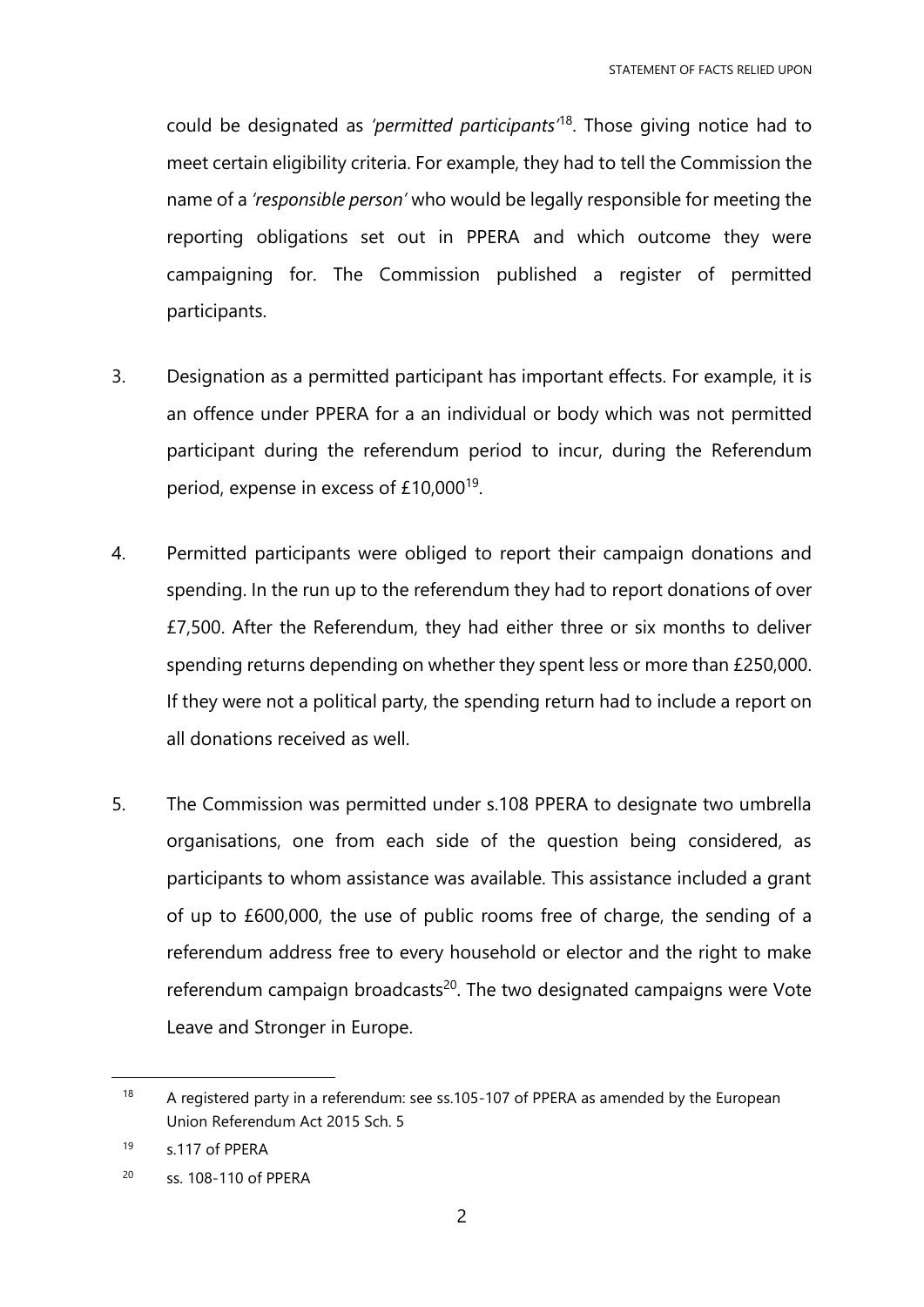could be designated as *'permitted participants'*[18]. Those giving notice had to meet certain eligibility criteria. For example, they had to tell the Commission the name of a *'responsible person'* who would be legally responsible for meeting the reporting obligations set out in PPERA and which outcome they were campaigning for. The Commission published a register of permitted participants.

3. Designation as a permitted participant has important effects. For example, it is an offence under PPERA for a an individual or body which was not permitted participant during the referendum period to incur, during the Referendum period, expense in excess of £10,000[19].

4. Permitted participants were obliged to report their campaign donations and spending. In the run up to the referendum they had to report donations of over £7,500. After the Referendum, they had either three or six months to deliver spending returns depending on whether they spent less or more than £250,000. If they were not a political party, the spending return had to include a report on all donations received as well.

5. The Commission was permitted under s.108 PPERA to designate two umbrella organisations, one from each side of the question being considered, as participants to whom assistance was available. This assistance included a grant of up to £600,000, the use of public rooms free of charge, the sending of a referendum address free to every household or elector and the right to make referendum campaign broadcasts[20]. The two designated campaigns were Vote Leave and Stronger in Europe.

---

[18] A registered party in a referendum: see ss.105-107 of PPERA as amended by the European Union Referendum Act 2015 Sch. 5

[19] s.117 of PPERA

[20] ss. 108-110 of PPERA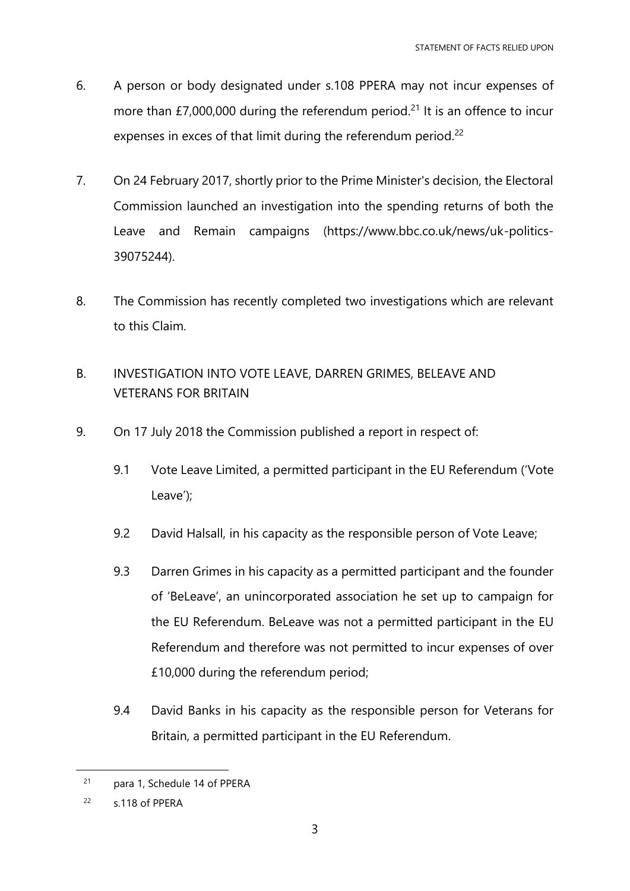6. A person or body designated under s.108 PPERA may not incur expenses of more than £7,000,000 during the referendum period.[21] It is an offence to incur expenses in exces of that limit during the referendum period.[22]

7. On 24 February 2017, shortly prior to the Prime Minister's decision, the Electoral Commission launched an investigation into the spending returns of both the Leave and Remain campaigns (https://www.bbc.co.uk/news/uk-politics-39075244).

8. The Commission has recently completed two investigations which are relevant to this Claim.

## B. INVESTIGATION INTO VOTE LEAVE, DARREN GRIMES, BELEAVE AND VETERANS FOR BRITAIN

9. On 17 July 2018 the Commission published a report in respect of:

   9.1 Vote Leave Limited, a permitted participant in the EU Referendum ('Vote Leave');

   9.2 David Halsall, in his capacity as the responsible person of Vote Leave;

   9.3 Darren Grimes in his capacity as a permitted participant and the founder of 'BeLeave', an unincorporated association he set up to campaign for the EU Referendum. BeLeave was not a permitted participant in the EU Referendum and therefore was not permitted to incur expenses of over £10,000 during the referendum period;

   9.4 David Banks in his capacity as the responsible person for Veterans for Britain, a permitted participant in the EU Referendum.

---

[21] para 1, Schedule 14 of PPERA

[22] s.118 of PPERA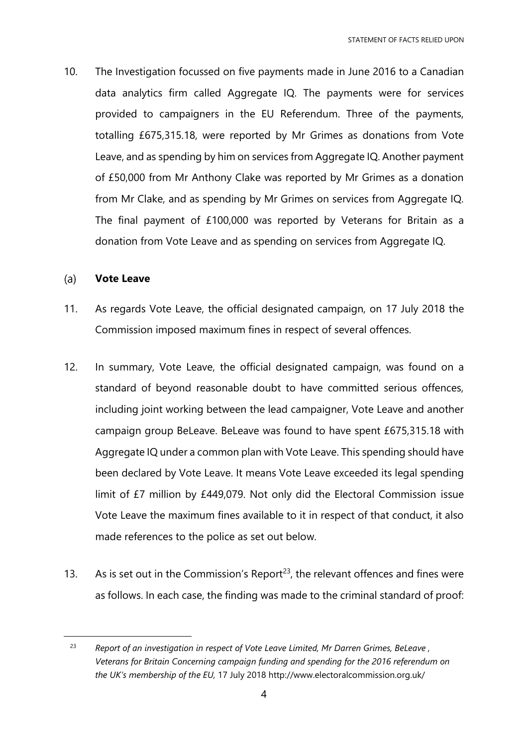10. The Investigation focussed on five payments made in June 2016 to a Canadian data analytics firm called Aggregate IQ. The payments were for services provided to campaigners in the EU Referendum. Three of the payments, totalling £675,315.18, were reported by Mr Grimes as donations from Vote Leave, and as spending by him on services from Aggregate IQ. Another payment of £50,000 from Mr Anthony Clake was reported by Mr Grimes as a donation from Mr Clake, and as spending by Mr Grimes on services from Aggregate IQ. The final payment of £100,000 was reported by Veterans for Britain as a donation from Vote Leave and as spending on services from Aggregate IQ.

### (a) Vote Leave

11. As regards Vote Leave, the official designated campaign, on 17 July 2018 the Commission imposed maximum fines in respect of several offences.

12. In summary, Vote Leave, the official designated campaign, was found on a standard of beyond reasonable doubt to have committed serious offences, including joint working between the lead campaigner, Vote Leave and another campaign group BeLeave. BeLeave was found to have spent £675,315.18 with Aggregate IQ under a common plan with Vote Leave. This spending should have been declared by Vote Leave. It means Vote Leave exceeded its legal spending limit of £7 million by £449,079. Not only did the Electoral Commission issue Vote Leave the maximum fines available to it in respect of that conduct, it also made references to the police as set out below.

13. As is set out in the Commission's Report[23], the relevant offences and fines were as follows. In each case, the finding was made to the criminal standard of proof:

---

[23] *Report of an investigation in respect of Vote Leave Limited, Mr Darren Grimes, BeLeave , Veterans for Britain Concerning campaign funding and spending for the 2016 referendum on the UK's membership of the EU,* 17 July 2018 http://www.electoralcommission.org.uk/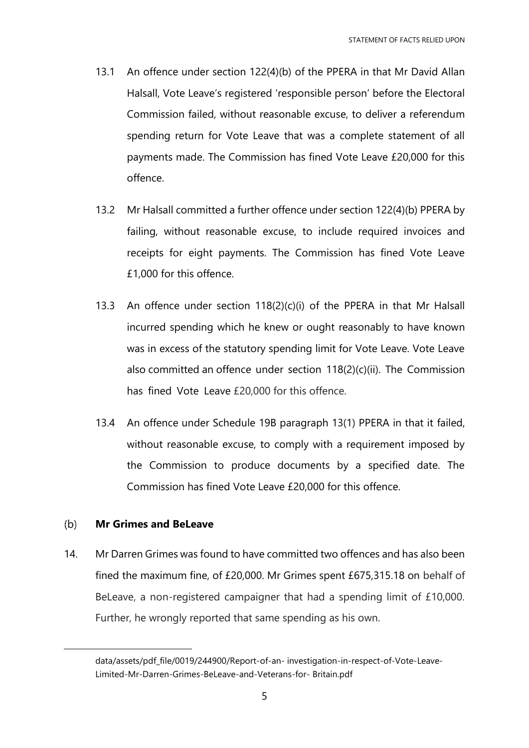13.1 An offence under section 122(4)(b) of the PPERA in that Mr David Allan Halsall, Vote Leave's registered 'responsible person' before the Electoral Commission failed, without reasonable excuse, to deliver a referendum spending return for Vote Leave that was a complete statement of all payments made. The Commission has fined Vote Leave £20,000 for this offence.

13.2 Mr Halsall committed a further offence under section 122(4)(b) PPERA by failing, without reasonable excuse, to include required invoices and receipts for eight payments. The Commission has fined Vote Leave £1,000 for this offence.

13.3 An offence under section 118(2)(c)(i) of the PPERA in that Mr Halsall incurred spending which he knew or ought reasonably to have known was in excess of the statutory spending limit for Vote Leave. Vote Leave also committed an offence under section 118(2)(c)(ii). The Commission has fined Vote Leave £20,000 for this offence.

13.4 An offence under Schedule 19B paragraph 13(1) PPERA in that it failed, without reasonable excuse, to comply with a requirement imposed by the Commission to produce documents by a specified date. The Commission has fined Vote Leave £20,000 for this offence.

## (b) **Mr Grimes and BeLeave**

14. Mr Darren Grimes was found to have committed two offences and has also been fined the maximum fine, of £20,000. Mr Grimes spent £675,315.18 on behalf of BeLeave, a non-registered campaigner that had a spending limit of £10,000. Further, he wrongly reported that same spending as his own.

---

data/assets/pdf_file/0019/244900/Report-of-an- investigation-in-respect-of-Vote-Leave-Limited-Mr-Darren-Grimes-BeLeave-and-Veterans-for- Britain.pdf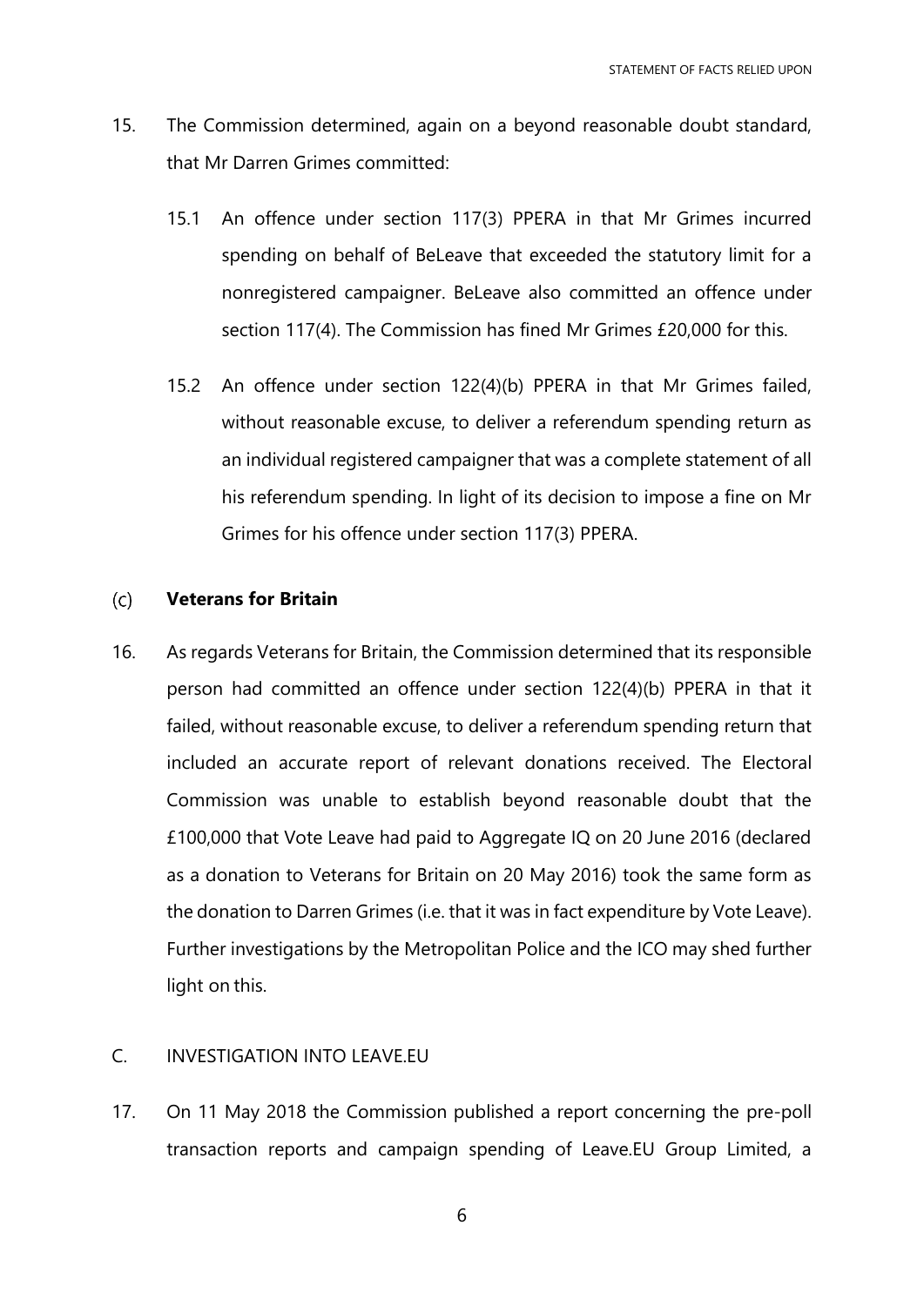15. The Commission determined, again on a beyond reasonable doubt standard, that Mr Darren Grimes committed:

    15.1 An offence under section 117(3) PPERA in that Mr Grimes incurred spending on behalf of BeLeave that exceeded the statutory limit for a nonregistered campaigner. BeLeave also committed an offence under section 117(4). The Commission has fined Mr Grimes £20,000 for this.

    15.2 An offence under section 122(4)(b) PPERA in that Mr Grimes failed, without reasonable excuse, to deliver a referendum spending return as an individual registered campaigner that was a complete statement of all his referendum spending. In light of its decision to impose a fine on Mr Grimes for his offence under section 117(3) PPERA.

(c) **Veterans for Britain**

16. As regards Veterans for Britain, the Commission determined that its responsible person had committed an offence under section 122(4)(b) PPERA in that it failed, without reasonable excuse, to deliver a referendum spending return that included an accurate report of relevant donations received. The Electoral Commission was unable to establish beyond reasonable doubt that the £100,000 that Vote Leave had paid to Aggregate IQ on 20 June 2016 (declared as a donation to Veterans for Britain on 20 May 2016) took the same form as the donation to Darren Grimes (i.e. that it was in fact expenditure by Vote Leave). Further investigations by the Metropolitan Police and the ICO may shed further light on this.

C. INVESTIGATION INTO LEAVE.EU

17. On 11 May 2018 the Commission published a report concerning the pre-poll transaction reports and campaign spending of Leave.EU Group Limited, a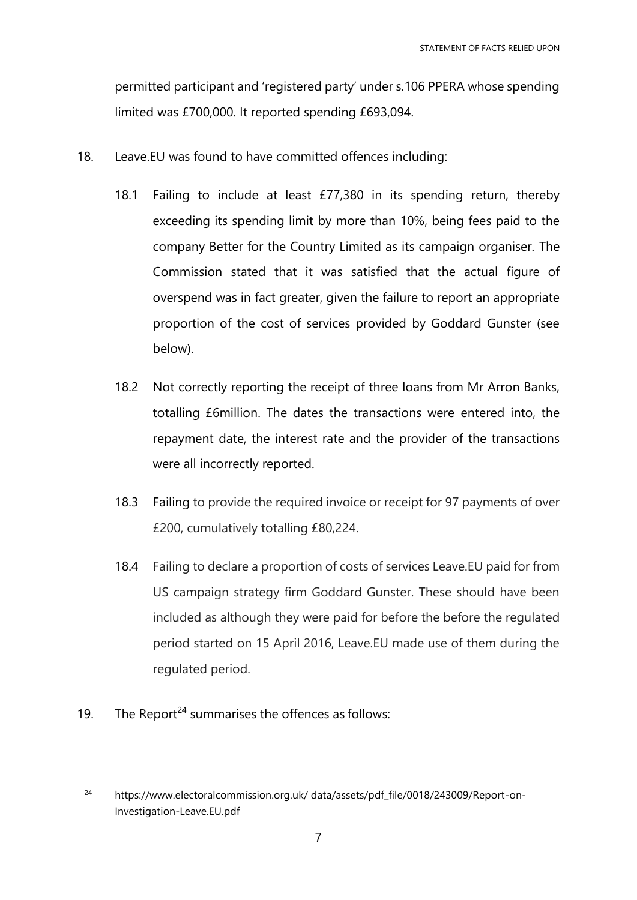permitted participant and 'registered party' under s.106 PPERA whose spending limited was £700,000. It reported spending £693,094.

18. Leave.EU was found to have committed offences including:

    18.1 Failing to include at least £77,380 in its spending return, thereby exceeding its spending limit by more than 10%, being fees paid to the company Better for the Country Limited as its campaign organiser. The Commission stated that it was satisfied that the actual figure of overspend was in fact greater, given the failure to report an appropriate proportion of the cost of services provided by Goddard Gunster (see below).

    18.2 Not correctly reporting the receipt of three loans from Mr Arron Banks, totalling £6million. The dates the transactions were entered into, the repayment date, the interest rate and the provider of the transactions were all incorrectly reported.

    18.3 Failing to provide the required invoice or receipt for 97 payments of over £200, cumulatively totalling £80,224.

    18.4 Failing to declare a proportion of costs of services Leave.EU paid for from US campaign strategy firm Goddard Gunster. These should have been included as although they were paid for before the before the regulated period started on 15 April 2016, Leave.EU made use of them during the regulated period.

19. The Report[24] summarises the offences as follows:

---

[24] https://www.electoralcommission.org.uk/ data/assets/pdf_file/0018/243009/Report-on-Investigation-Leave.EU.pdf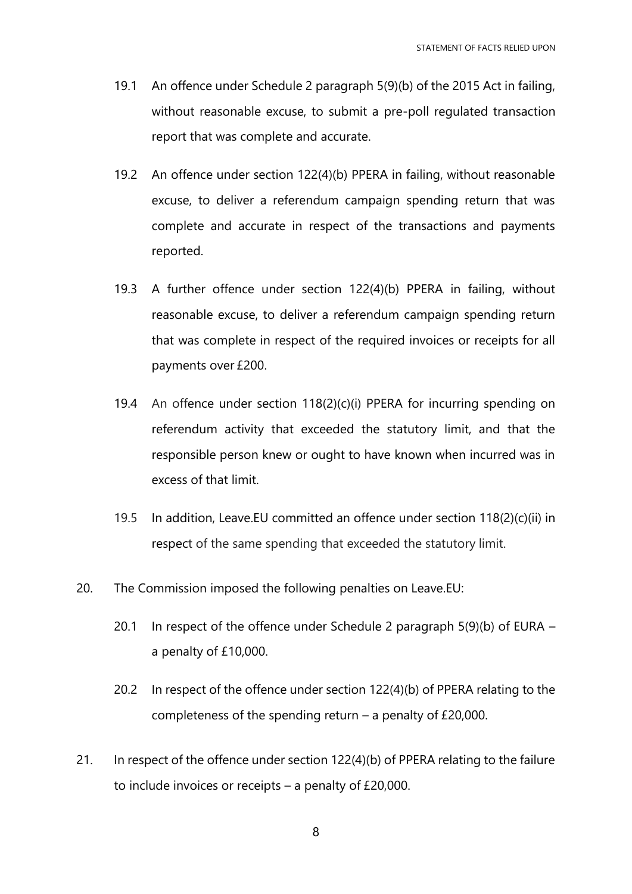19.1 An offence under Schedule 2 paragraph 5(9)(b) of the 2015 Act in failing, without reasonable excuse, to submit a pre-poll regulated transaction report that was complete and accurate.

19.2 An offence under section 122(4)(b) PPERA in failing, without reasonable excuse, to deliver a referendum campaign spending return that was complete and accurate in respect of the transactions and payments reported.

19.3 A further offence under section 122(4)(b) PPERA in failing, without reasonable excuse, to deliver a referendum campaign spending return that was complete in respect of the required invoices or receipts for all payments over £200.

19.4 An offence under section 118(2)(c)(i) PPERA for incurring spending on referendum activity that exceeded the statutory limit, and that the responsible person knew or ought to have known when incurred was in excess of that limit.

19.5 In addition, Leave.EU committed an offence under section 118(2)(c)(ii) in respect of the same spending that exceeded the statutory limit.

20. The Commission imposed the following penalties on Leave.EU:

20.1 In respect of the offence under Schedule 2 paragraph 5(9)(b) of EURA – a penalty of £10,000.

20.2 In respect of the offence under section 122(4)(b) of PPERA relating to the completeness of the spending return – a penalty of £20,000.

21. In respect of the offence under section 122(4)(b) of PPERA relating to the failure to include invoices or receipts – a penalty of £20,000.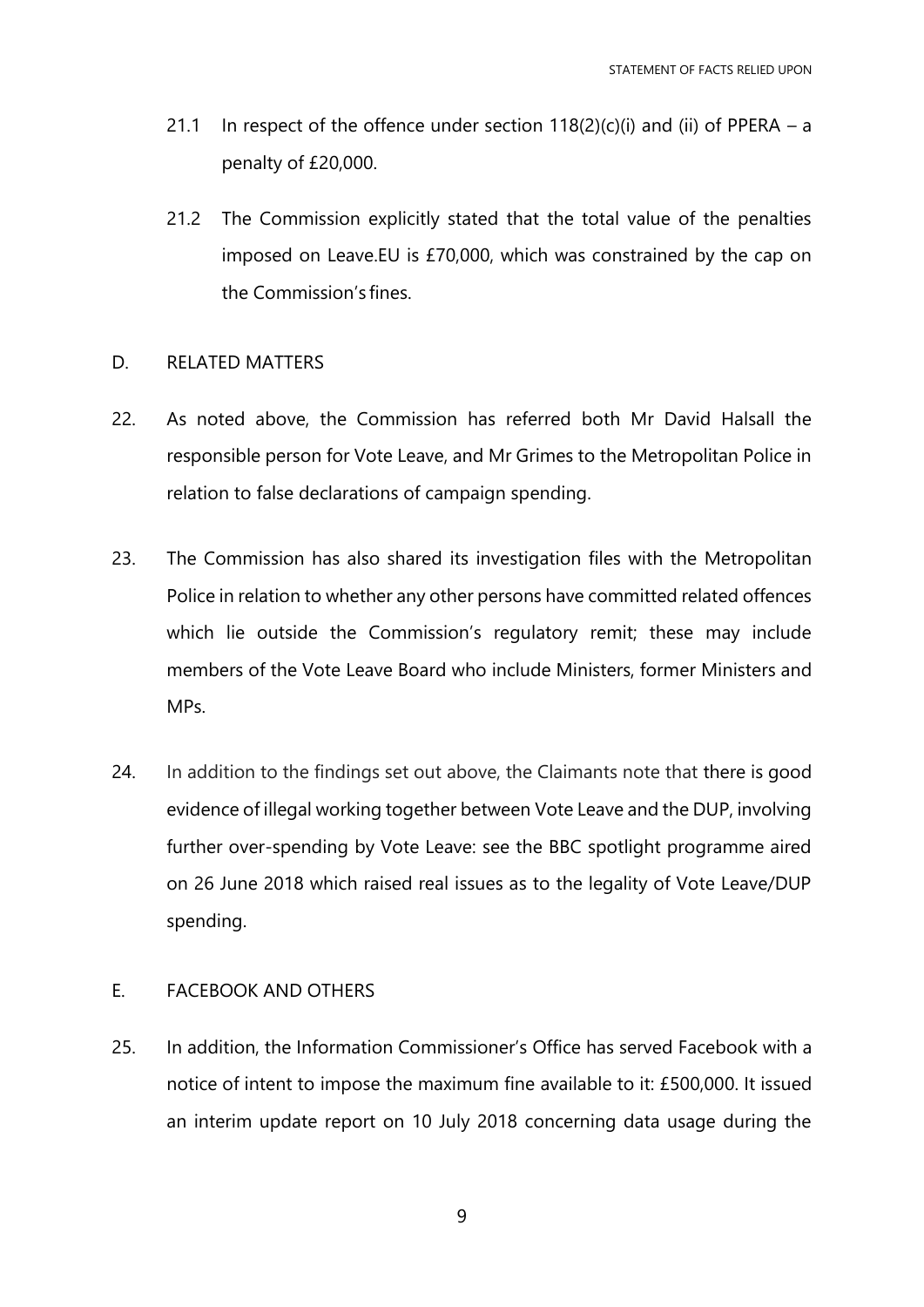21.1 In respect of the offence under section 118(2)(c)(i) and (ii) of PPERA – a penalty of £20,000.

21.2 The Commission explicitly stated that the total value of the penalties imposed on Leave.EU is £70,000, which was constrained by the cap on the Commission's fines.

## D. RELATED MATTERS

22. As noted above, the Commission has referred both Mr David Halsall the responsible person for Vote Leave, and Mr Grimes to the Metropolitan Police in relation to false declarations of campaign spending.

23. The Commission has also shared its investigation files with the Metropolitan Police in relation to whether any other persons have committed related offences which lie outside the Commission's regulatory remit; these may include members of the Vote Leave Board who include Ministers, former Ministers and MPs.

24. In addition to the findings set out above, the Claimants note that there is good evidence of illegal working together between Vote Leave and the DUP, involving further over-spending by Vote Leave: see the BBC spotlight programme aired on 26 June 2018 which raised real issues as to the legality of Vote Leave/DUP spending.

## E. FACEBOOK AND OTHERS

25. In addition, the Information Commissioner's Office has served Facebook with a notice of intent to impose the maximum fine available to it: £500,000. It issued an interim update report on 10 July 2018 concerning data usage during the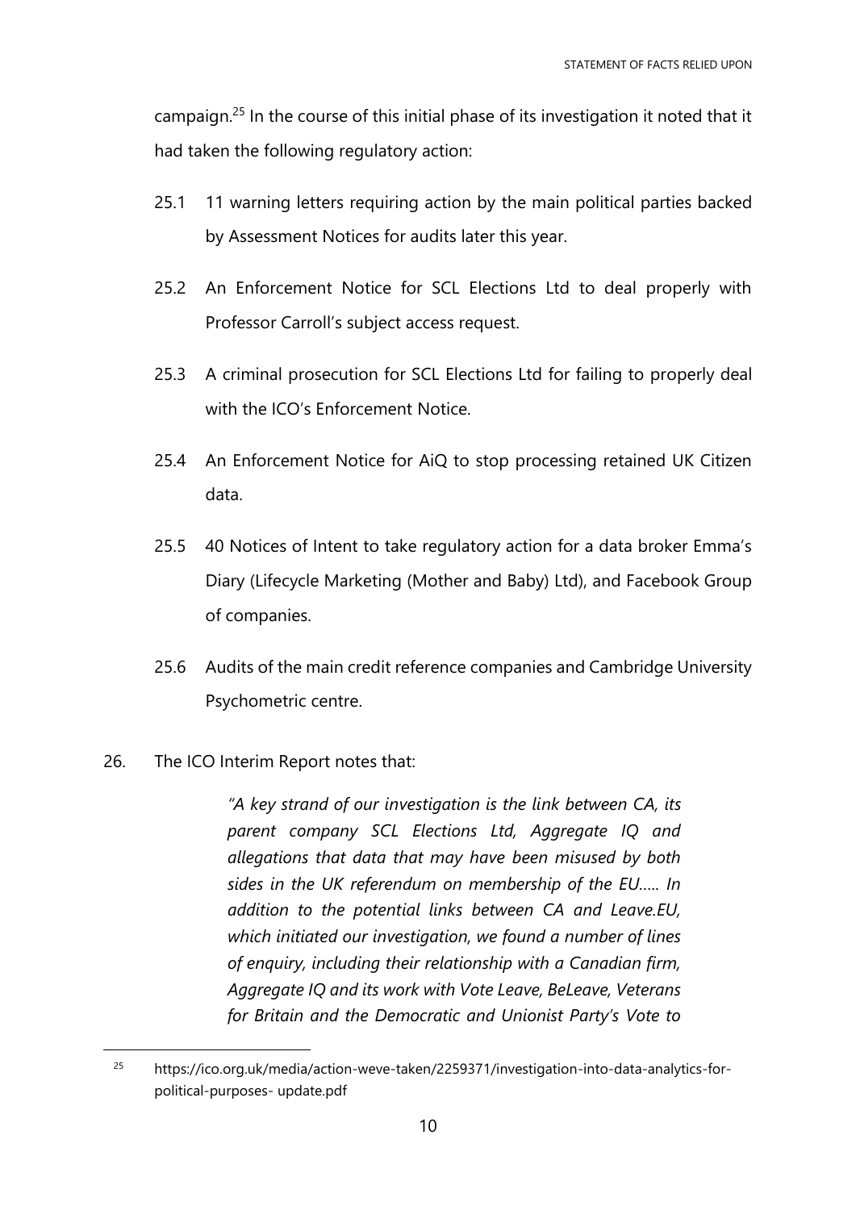campaign.[25] In the course of this initial phase of its investigation it noted that it had taken the following regulatory action:

25.1 11 warning letters requiring action by the main political parties backed by Assessment Notices for audits later this year.

25.2 An Enforcement Notice for SCL Elections Ltd to deal properly with Professor Carroll's subject access request.

25.3 A criminal prosecution for SCL Elections Ltd for failing to properly deal with the ICO's Enforcement Notice.

25.4 An Enforcement Notice for AiQ to stop processing retained UK Citizen data.

25.5 40 Notices of Intent to take regulatory action for a data broker Emma's Diary (Lifecycle Marketing (Mother and Baby) Ltd), and Facebook Group of companies.

25.6 Audits of the main credit reference companies and Cambridge University Psychometric centre.

26. The ICO Interim Report notes that:

> *"A key strand of our investigation is the link between CA, its parent company SCL Elections Ltd, Aggregate IQ and allegations that data that may have been misused by both sides in the UK referendum on membership of the EU….. In addition to the potential links between CA and Leave.EU, which initiated our investigation, we found a number of lines of enquiry, including their relationship with a Canadian firm, Aggregate IQ and its work with Vote Leave, BeLeave, Veterans for Britain and the Democratic and Unionist Party's Vote to*

[25] https://ico.org.uk/media/action-weve-taken/2259371/investigation-into-data-analytics-for-political-purposes- update.pdf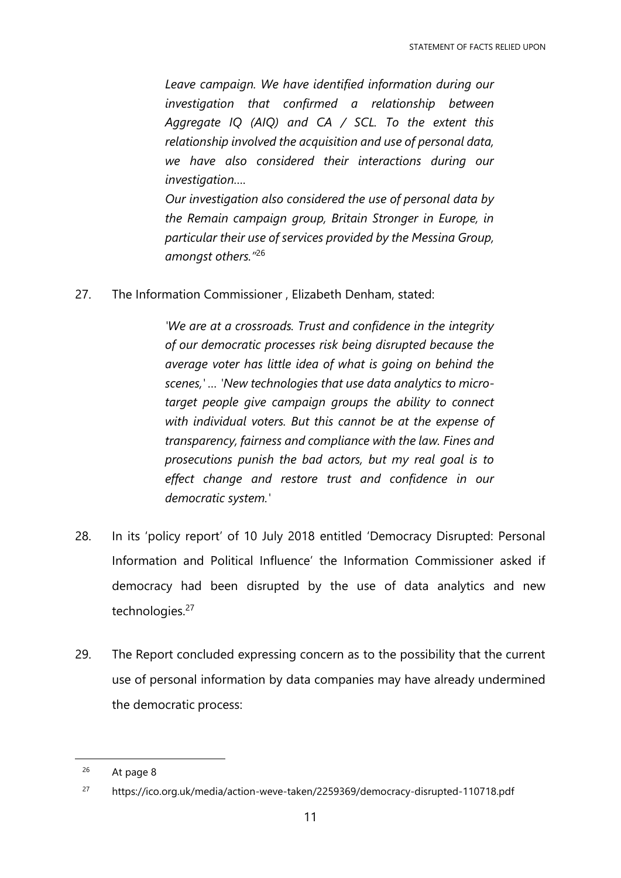> *Leave campaign. We have identified information during our investigation that confirmed a relationship between Aggregate IQ (AIQ) and CA / SCL. To the extent this relationship involved the acquisition and use of personal data, we have also considered their interactions during our investigation….*
>
> *Our investigation also considered the use of personal data by the Remain campaign group, Britain Stronger in Europe, in particular their use of services provided by the Messina Group, amongst others."*[26]

27. The Information Commissioner , Elizabeth Denham, stated:

> *'We are at a crossroads. Trust and confidence in the integrity of our democratic processes risk being disrupted because the average voter has little idea of what is going on behind the scenes,' … 'New technologies that use data analytics to micro-target people give campaign groups the ability to connect with individual voters. But this cannot be at the expense of transparency, fairness and compliance with the law. Fines and prosecutions punish the bad actors, but my real goal is to effect change and restore trust and confidence in our democratic system.'*

28. In its 'policy report' of 10 July 2018 entitled 'Democracy Disrupted: Personal Information and Political Influence' the Information Commissioner asked if democracy had been disrupted by the use of data analytics and new technologies.[27]

29. The Report concluded expressing concern as to the possibility that the current use of personal information by data companies may have already undermined the democratic process:

---

[26] At page 8

[27] https://ico.org.uk/media/action-weve-taken/2259369/democracy-disrupted-110718.pdf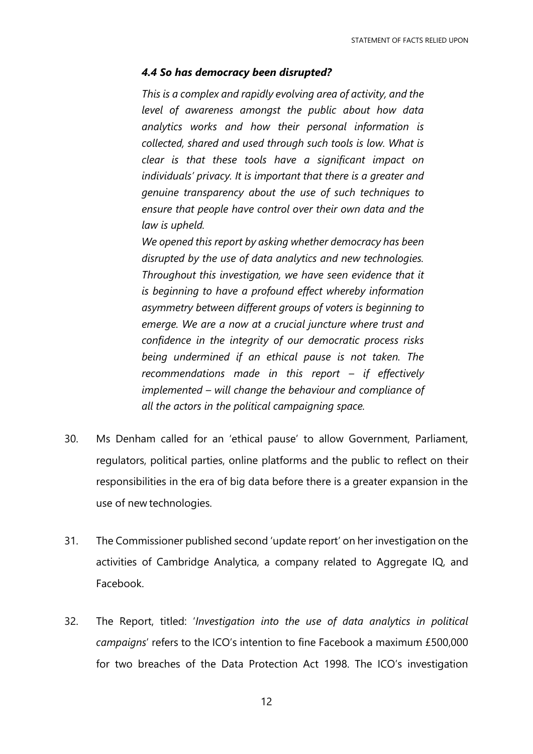*4.4 So has democracy been disrupted?*

*This is a complex and rapidly evolving area of activity, and the level of awareness amongst the public about how data analytics works and how their personal information is collected, shared and used through such tools is low. What is clear is that these tools have a significant impact on individuals' privacy. It is important that there is a greater and genuine transparency about the use of such techniques to ensure that people have control over their own data and the law is upheld.*

*We opened this report by asking whether democracy has been disrupted by the use of data analytics and new technologies. Throughout this investigation, we have seen evidence that it is beginning to have a profound effect whereby information asymmetry between different groups of voters is beginning to emerge. We are a now at a crucial juncture where trust and confidence in the integrity of our democratic process risks being undermined if an ethical pause is not taken. The recommendations made in this report – if effectively implemented – will change the behaviour and compliance of all the actors in the political campaigning space.*

30. Ms Denham called for an 'ethical pause' to allow Government, Parliament, regulators, political parties, online platforms and the public to reflect on their responsibilities in the era of big data before there is a greater expansion in the use of new technologies.

31. The Commissioner published second 'update report' on her investigation on the activities of Cambridge Analytica, a company related to Aggregate IQ, and Facebook.

32. The Report, titled: '*Investigation into the use of data analytics in political campaigns*' refers to the ICO's intention to fine Facebook a maximum £500,000 for two breaches of the Data Protection Act 1998. The ICO's investigation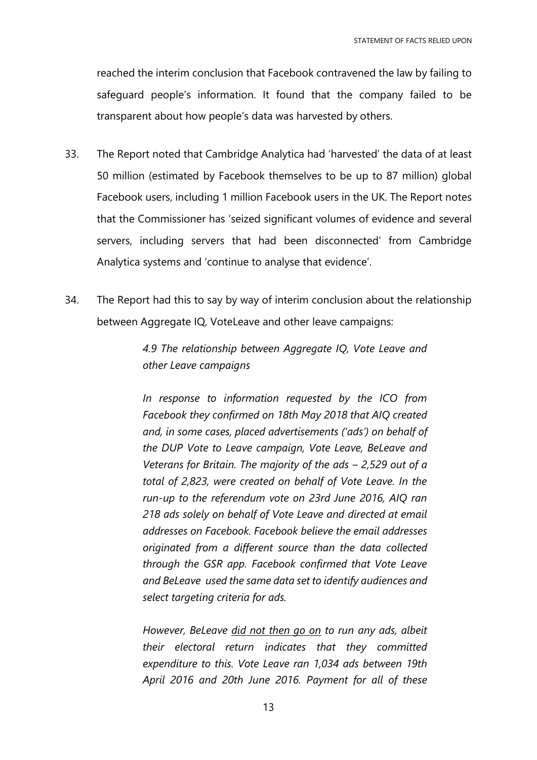reached the interim conclusion that Facebook contravened the law by failing to safeguard people's information. It found that the company failed to be transparent about how people's data was harvested by others.

33. The Report noted that Cambridge Analytica had 'harvested' the data of at least 50 million (estimated by Facebook themselves to be up to 87 million) global Facebook users, including 1 million Facebook users in the UK. The Report notes that the Commissioner has 'seized significant volumes of evidence and several servers, including servers that had been disconnected' from Cambridge Analytica systems and 'continue to analyse that evidence'.

34. The Report had this to say by way of interim conclusion about the relationship between Aggregate IQ, VoteLeave and other leave campaigns:

> *4.9 The relationship between Aggregate IQ, Vote Leave and other Leave campaigns*
>
> *In response to information requested by the ICO from Facebook they confirmed on 18th May 2018 that AIQ created and, in some cases, placed advertisements ('ads') on behalf of the DUP Vote to Leave campaign, Vote Leave, BeLeave and Veterans for Britain. The majority of the ads – 2,529 out of a total of 2,823, were created on behalf of Vote Leave. In the run-up to the referendum vote on 23rd June 2016, AIQ ran 218 ads solely on behalf of Vote Leave and directed at email addresses on Facebook. Facebook believe the email addresses originated from a different source than the data collected through the GSR app. Facebook confirmed that Vote Leave and BeLeave used the same data set to identify audiences and select targeting criteria for ads.*
>
> *However, BeLeave <u>did not then go on</u> to run any ads, albeit their electoral return indicates that they committed expenditure to this. Vote Leave ran 1,034 ads between 19th April 2016 and 20th June 2016. Payment for all of these*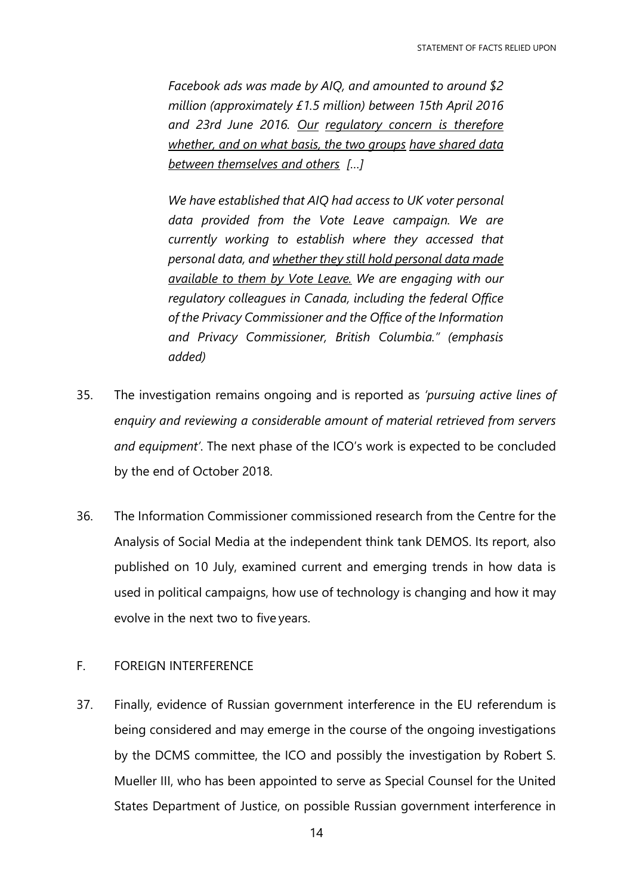> *Facebook ads was made by AIQ, and amounted to around $2 million (approximately £1.5 million) between 15th April 2016 and 23rd June 2016. <u>Our regulatory concern is therefore whether, and on what basis, the two groups have shared data between themselves and others</u> […]*
>
> *We have established that AIQ had access to UK voter personal data provided from the Vote Leave campaign. We are currently working to establish where they accessed that personal data, and <u>whether they still hold personal data made available to them by Vote Leave.</u> We are engaging with our regulatory colleagues in Canada, including the federal Office of the Privacy Commissioner and the Office of the Information and Privacy Commissioner, British Columbia." (emphasis added)*

35. The investigation remains ongoing and is reported as *'pursuing active lines of enquiry and reviewing a considerable amount of material retrieved from servers and equipment'*. The next phase of the ICO's work is expected to be concluded by the end of October 2018.

36. The Information Commissioner commissioned research from the Centre for the Analysis of Social Media at the independent think tank DEMOS. Its report, also published on 10 July, examined current and emerging trends in how data is used in political campaigns, how use of technology is changing and how it may evolve in the next two to five years.

## F. FOREIGN INTERFERENCE

37. Finally, evidence of Russian government interference in the EU referendum is being considered and may emerge in the course of the ongoing investigations by the DCMS committee, the ICO and possibly the investigation by Robert S. Mueller III, who has been appointed to serve as Special Counsel for the United States Department of Justice, on possible Russian government interference in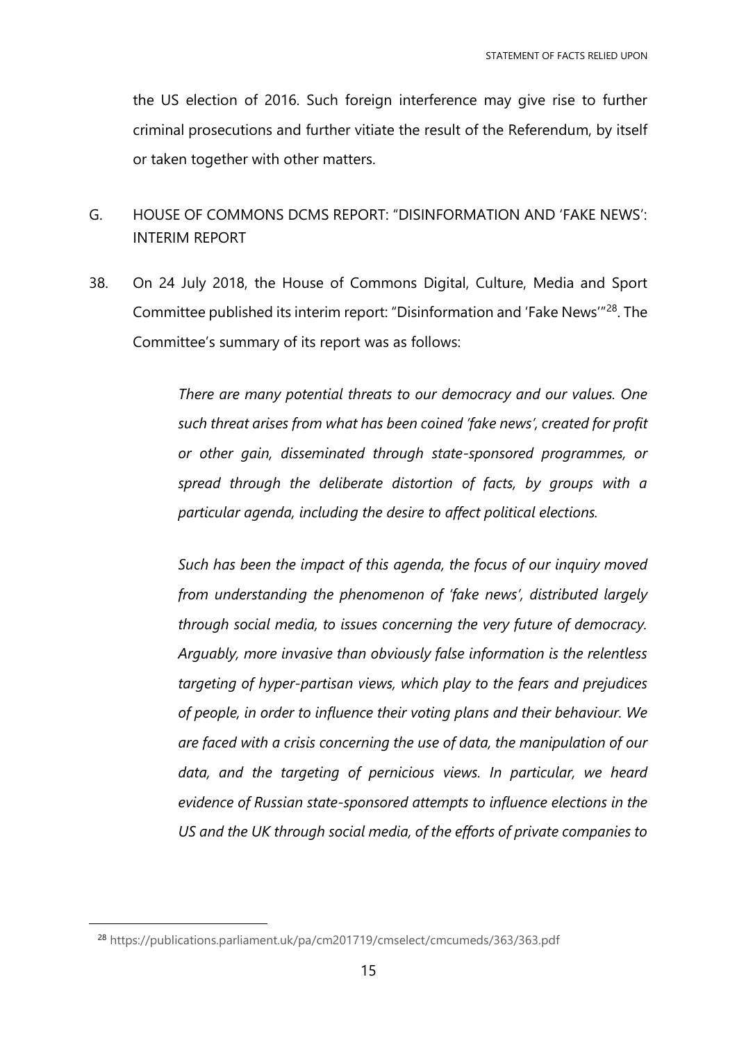the US election of 2016. Such foreign interference may give rise to further criminal prosecutions and further vitiate the result of the Referendum, by itself or taken together with other matters.

## G. HOUSE OF COMMONS DCMS REPORT: "DISINFORMATION AND 'FAKE NEWS': INTERIM REPORT

38. On 24 July 2018, the House of Commons Digital, Culture, Media and Sport Committee published its interim report: "Disinformation and 'Fake News'"[28]. The Committee's summary of its report was as follows:

> *There are many potential threats to our democracy and our values. One such threat arises from what has been coined 'fake news', created for profit or other gain, disseminated through state-sponsored programmes, or spread through the deliberate distortion of facts, by groups with a particular agenda, including the desire to affect political elections.*
>
> *Such has been the impact of this agenda, the focus of our inquiry moved from understanding the phenomenon of 'fake news', distributed largely through social media, to issues concerning the very future of democracy. Arguably, more invasive than obviously false information is the relentless targeting of hyper-partisan views, which play to the fears and prejudices of people, in order to influence their voting plans and their behaviour. We are faced with a crisis concerning the use of data, the manipulation of our data, and the targeting of pernicious views. In particular, we heard evidence of Russian state-sponsored attempts to influence elections in the US and the UK through social media, of the efforts of private companies to*

[28] https://publications.parliament.uk/pa/cm201719/cmselect/cmcumeds/363/363.pdf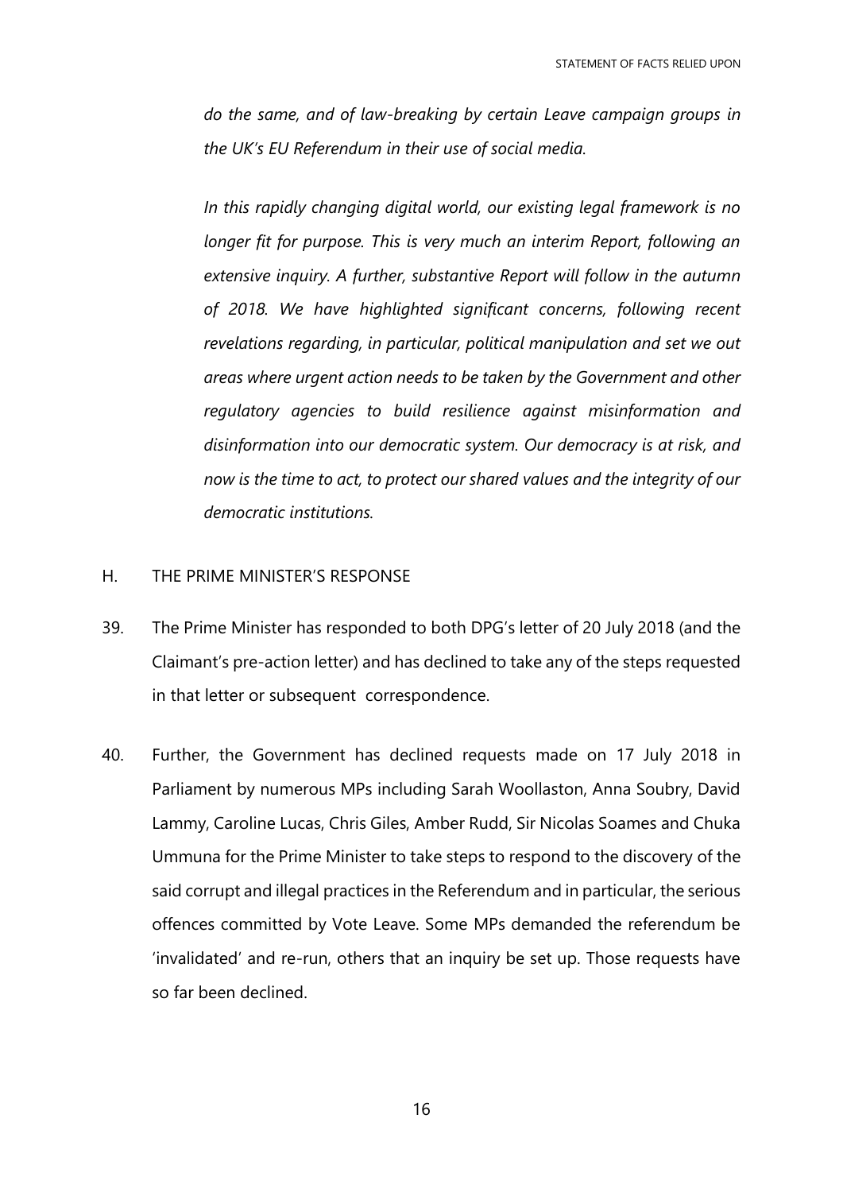*do the same, and of law-breaking by certain Leave campaign groups in the UK's EU Referendum in their use of social media.*

*In this rapidly changing digital world, our existing legal framework is no longer fit for purpose. This is very much an interim Report, following an extensive inquiry. A further, substantive Report will follow in the autumn of 2018. We have highlighted significant concerns, following recent revelations regarding, in particular, political manipulation and set we out areas where urgent action needs to be taken by the Government and other regulatory agencies to build resilience against misinformation and disinformation into our democratic system. Our democracy is at risk, and now is the time to act, to protect our shared values and the integrity of our democratic institutions.*

## H. THE PRIME MINISTER'S RESPONSE

39. The Prime Minister has responded to both DPG's letter of 20 July 2018 (and the Claimant's pre-action letter) and has declined to take any of the steps requested in that letter or subsequent correspondence.

40. Further, the Government has declined requests made on 17 July 2018 in Parliament by numerous MPs including Sarah Woollaston, Anna Soubry, David Lammy, Caroline Lucas, Chris Giles, Amber Rudd, Sir Nicolas Soames and Chuka Ummuna for the Prime Minister to take steps to respond to the discovery of the said corrupt and illegal practices in the Referendum and in particular, the serious offences committed by Vote Leave. Some MPs demanded the referendum be 'invalidated' and re-run, others that an inquiry be set up. Those requests have so far been declined.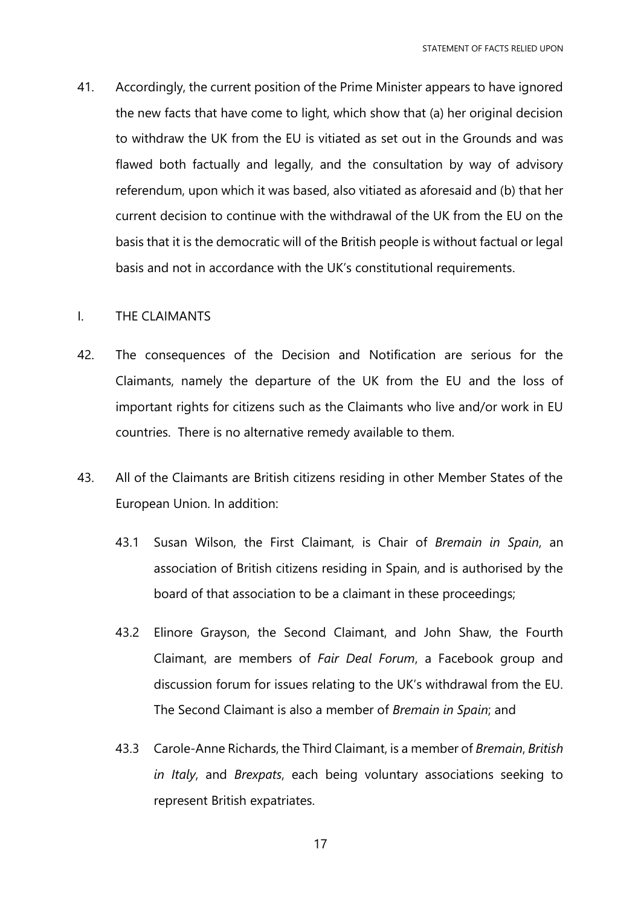41. Accordingly, the current position of the Prime Minister appears to have ignored the new facts that have come to light, which show that (a) her original decision to withdraw the UK from the EU is vitiated as set out in the Grounds and was flawed both factually and legally, and the consultation by way of advisory referendum, upon which it was based, also vitiated as aforesaid and (b) that her current decision to continue with the withdrawal of the UK from the EU on the basis that it is the democratic will of the British people is without factual or legal basis and not in accordance with the UK's constitutional requirements.

## I. THE CLAIMANTS

42. The consequences of the Decision and Notification are serious for the Claimants, namely the departure of the UK from the EU and the loss of important rights for citizens such as the Claimants who live and/or work in EU countries. There is no alternative remedy available to them.

43. All of the Claimants are British citizens residing in other Member States of the European Union. In addition:

    43.1 Susan Wilson, the First Claimant, is Chair of *Bremain in Spain*, an association of British citizens residing in Spain, and is authorised by the board of that association to be a claimant in these proceedings;

    43.2 Elinore Grayson, the Second Claimant, and John Shaw, the Fourth Claimant, are members of *Fair Deal Forum*, a Facebook group and discussion forum for issues relating to the UK's withdrawal from the EU. The Second Claimant is also a member of *Bremain in Spain*; and

    43.3 Carole-Anne Richards, the Third Claimant, is a member of *Bremain*, *British in Italy*, and *Brexpats*, each being voluntary associations seeking to represent British expatriates.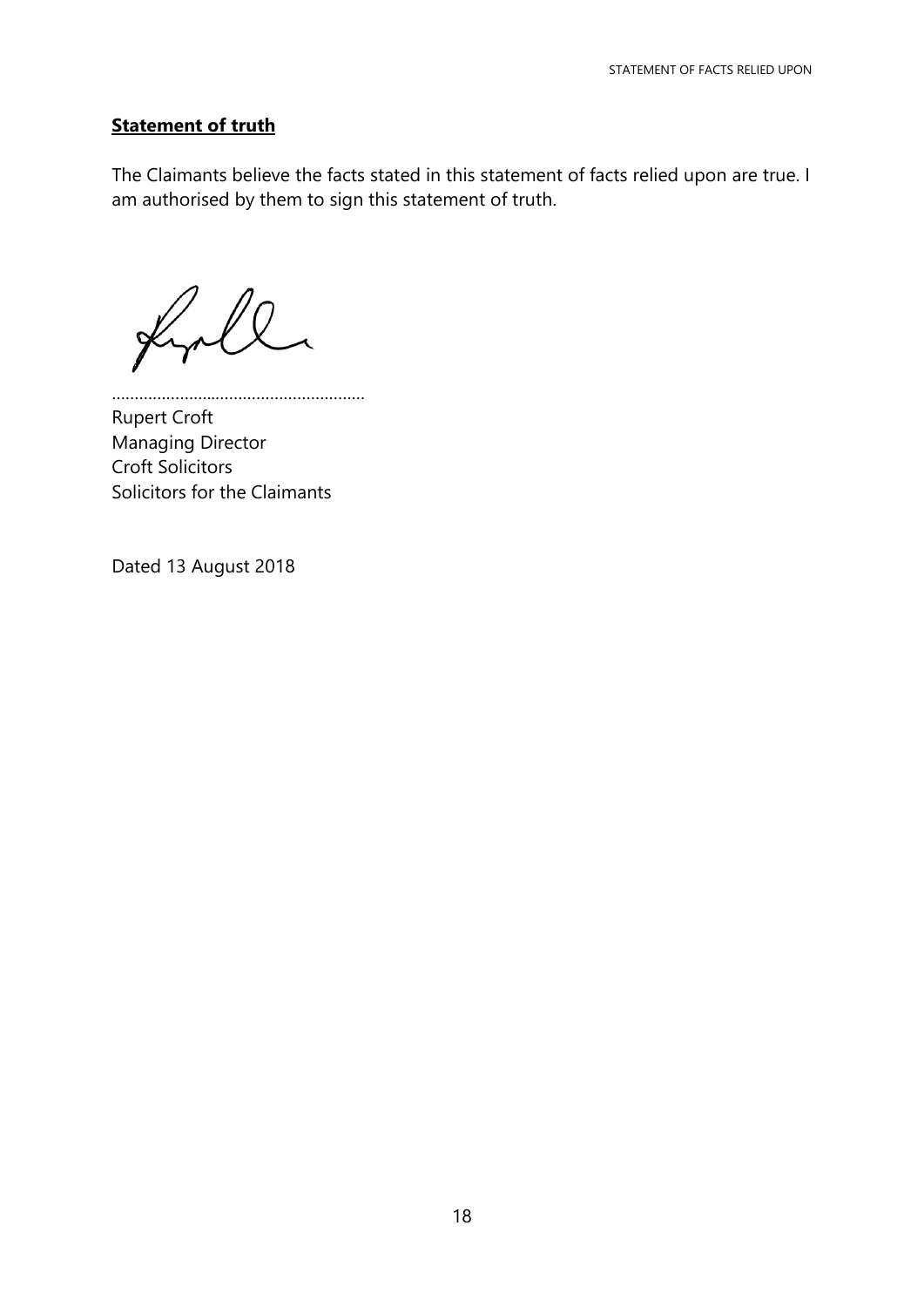## **Statement of truth**

The Claimants believe the facts stated in this statement of facts relied upon are true. I am authorised by them to sign this statement of truth.

.......................................................

Rupert Croft
Managing Director
Croft Solicitors
Solicitors for the Claimants

Dated 13 August 2018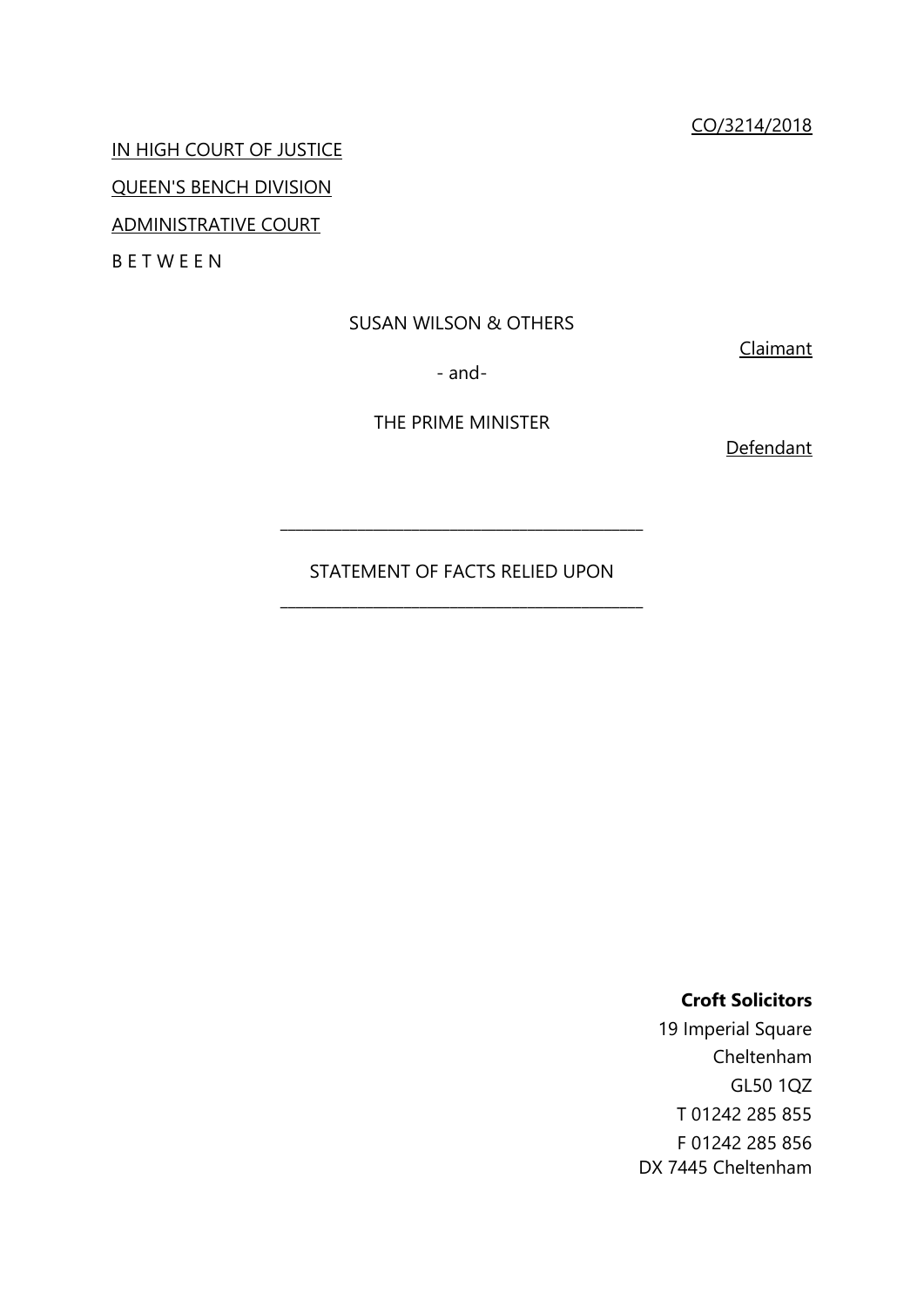CO/3214/2018

IN HIGH COURT OF JUSTICE

QUEEN'S BENCH DIVISION

ADMINISTRATIVE COURT

B E T W E E N

SUSAN WILSON & OTHERS

Claimant

- and-

THE PRIME MINISTER

Defendant

---

STATEMENT OF FACTS RELIED UPON

---

**Croft Solicitors**

19 Imperial Square

Cheltenham

GL50 1QZ

T 01242 285 855

F 01242 285 856

DX 7445 Cheltenham